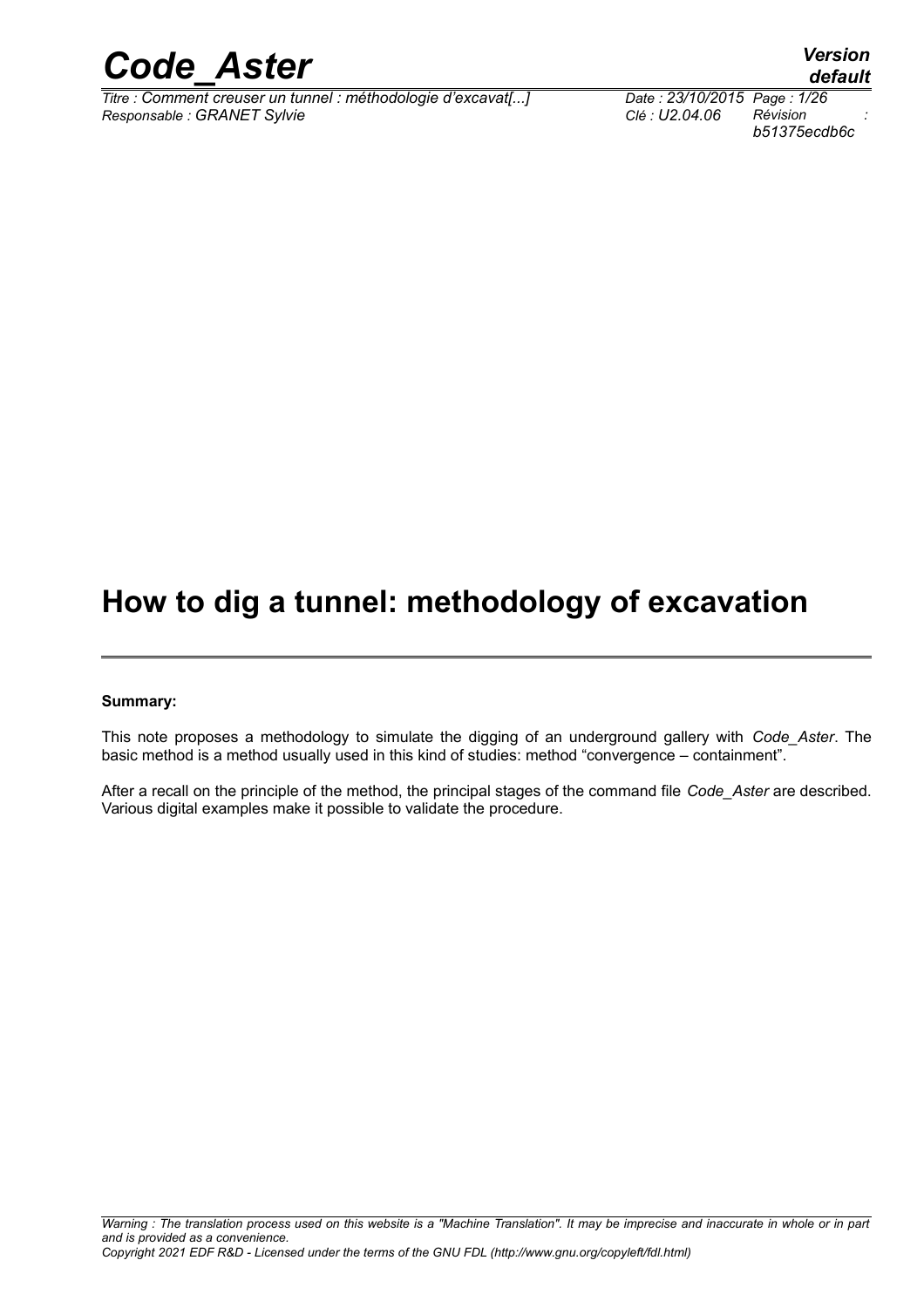# How to dig a tunnel: methodology of excavation

**Summary:**

This note proposes a methodology to simulate the digging of an underground gallery with *Code_Aster*. The basic method is a method usually used in this kind of studies: method “convergence – containment”.

After a recall on the principle of the method, the principal stages of the command file *Code_Aster* are described. Various digital examples make it possible to validate the procedure.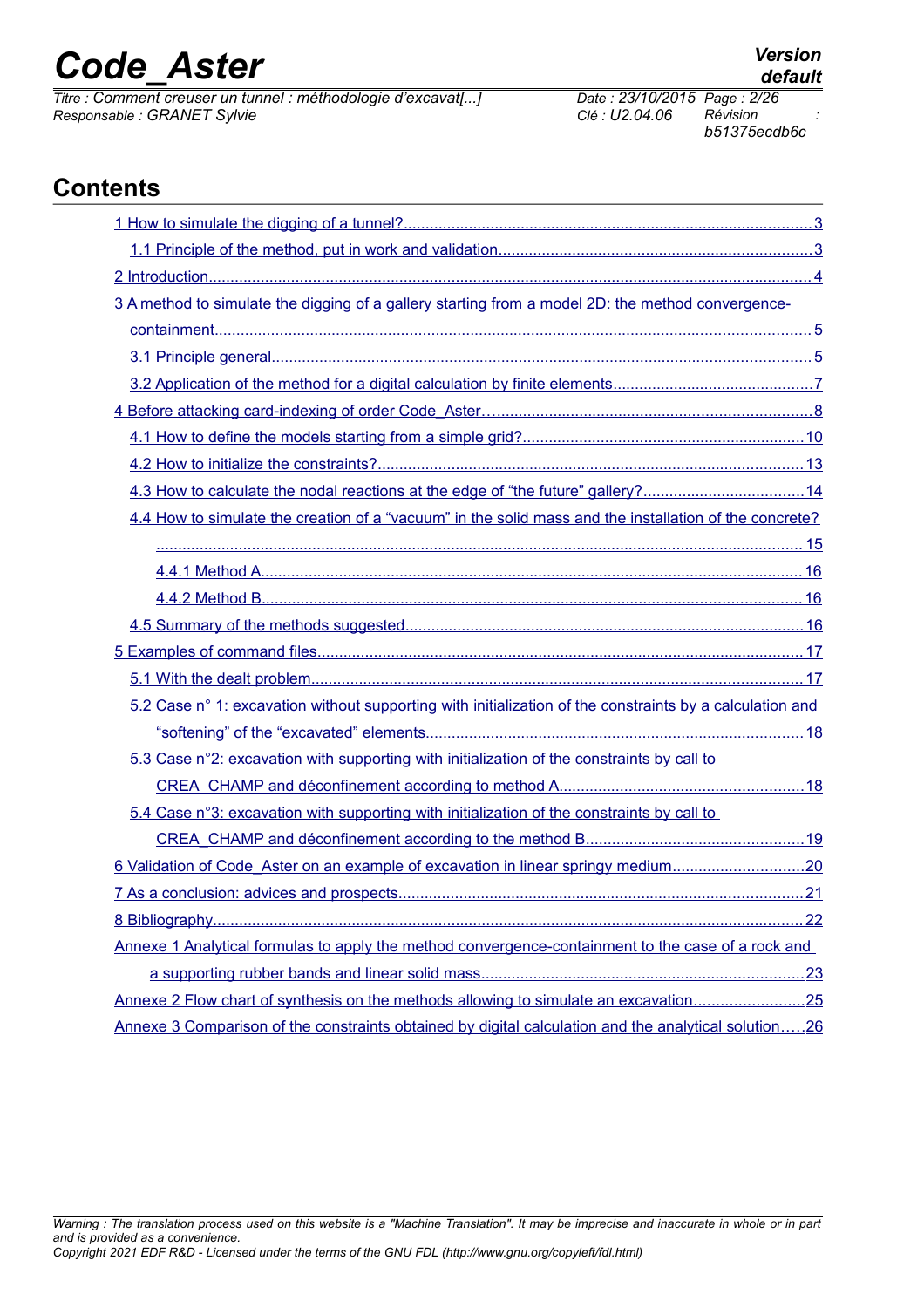# Contents

1 How to simulate the digging of a tunnel?.....3

1.1 Principle of the method, put in work and validation.....3

2 Introduction.....4

3 A method to simulate the digging of a gallery starting from a model 2D: the method convergence-containment.....5

3.1 Principle general.....5

3.2 Application of the method for a digital calculation by finite elements.....7

4 Before attacking card-indexing of order Code_Aster….....8

4.1 How to define the models starting from a simple grid?.....10

4.2 How to initialize the constraints?.....13

4.3 How to calculate the nodal reactions at the edge of "the future" gallery?.....14

4.4 How to simulate the creation of a "vacuum" in the solid mass and the installation of the concrete?.....15

4.4.1 Method A.....16

4.4.2 Method B.....16

4.5 Summary of the methods suggested.....16

5 Examples of command files.....17

5.1 With the dealt problem.....17

5.2 Case n° 1: excavation without supporting with initialization of the constraints by a calculation and "softening" of the "excavated" elements.....18

5.3 Case n°2: excavation with supporting with initialization of the constraints by call to CREA_CHAMP and déconfinement according to method A.....18

5.4 Case n°3: excavation with supporting with initialization of the constraints by call to CREA_CHAMP and déconfinement according to the method B.....19

6 Validation of Code_Aster on an example of excavation in linear springy medium.....20

7 As a conclusion: advices and prospects.....21

8 Bibliography.....22

Annexe 1 Analytical formulas to apply the method convergence-containment to the case of a rock and a supporting rubber bands and linear solid mass.....23

Annexe 2 Flow chart of synthesis on the methods allowing to simulate an excavation.....25

Annexe 3 Comparison of the constraints obtained by digital calculation and the analytical solution.....26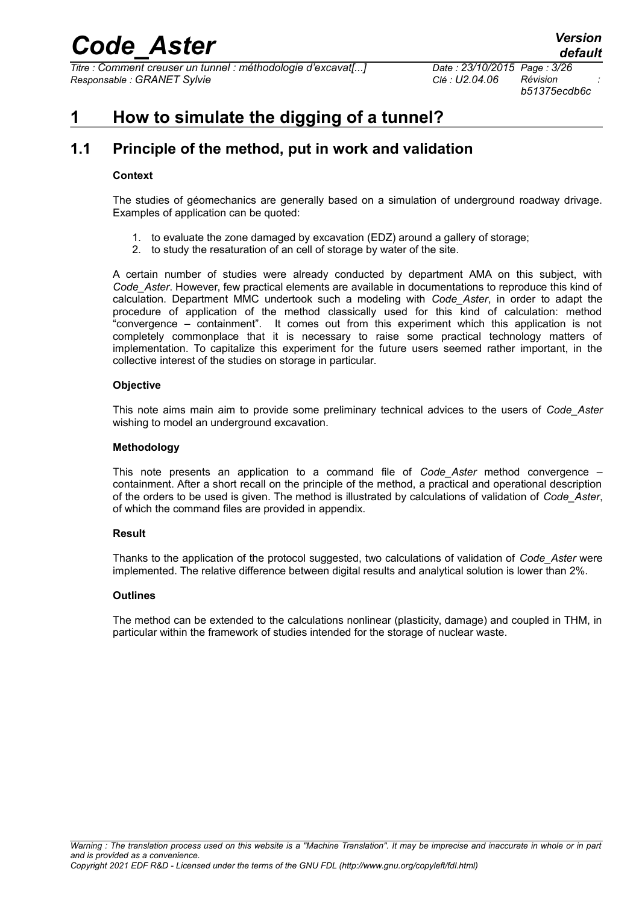# 1 How to simulate the digging of a tunnel?

## 1.1 Principle of the method, put in work and validation

**Context**

The studies of géomechanics are generally based on a simulation of underground roadway drivage. Examples of application can be quoted:

1. to evaluate the zone damaged by excavation (EDZ) around a gallery of storage;
2. to study the resaturation of an cell of storage by water of the site.

A certain number of studies were already conducted by department AMA on this subject, with *Code_Aster*. However, few practical elements are available in documentations to reproduce this kind of calculation. Department MMC undertook such a modeling with *Code_Aster*, in order to adapt the procedure of application of the method classically used for this kind of calculation: method "convergence – containment". It comes out from this experiment which this application is not completely commonplace that it is necessary to raise some practical technology matters of implementation. To capitalize this experiment for the future users seemed rather important, in the collective interest of the studies on storage in particular.

**Objective**

This note aims main aim to provide some preliminary technical advices to the users of *Code_Aster* wishing to model an underground excavation.

**Methodology**

This note presents an application to a command file of *Code_Aster* method convergence – containment. After a short recall on the principle of the method, a practical and operational description of the orders to be used is given. The method is illustrated by calculations of validation of *Code_Aster*, of which the command files are provided in appendix.

**Result**

Thanks to the application of the protocol suggested, two calculations of validation of *Code_Aster* were implemented. The relative difference between digital results and analytical solution is lower than 2%.

**Outlines**

The method can be extended to the calculations nonlinear (plasticity, damage) and coupled in THM, in particular within the framework of studies intended for the storage of nuclear waste.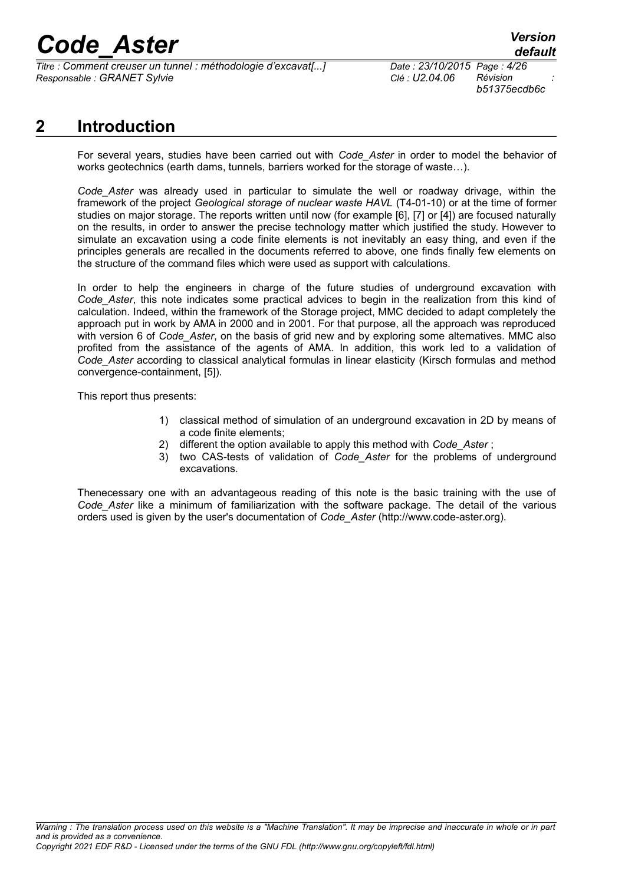# 2 Introduction

For several years, studies have been carried out with *Code_Aster* in order to model the behavior of works geotechnics (earth dams, tunnels, barriers worked for the storage of waste…).

*Code_Aster* was already used in particular to simulate the well or roadway drivage, within the framework of the project *Geological storage of nuclear waste HAVL* (T4-01-10) or at the time of former studies on major storage. The reports written until now (for example [6], [7] or [4]) are focused naturally on the results, in order to answer the precise technology matter which justified the study. However to simulate an excavation using a code finite elements is not inevitably an easy thing, and even if the principles generals are recalled in the documents referred to above, one finds finally few elements on the structure of the command files which were used as support with calculations.

In order to help the engineers in charge of the future studies of underground excavation with *Code_Aster*, this note indicates some practical advices to begin in the realization from this kind of calculation. Indeed, within the framework of the Storage project, MMC decided to adapt completely the approach put in work by AMA in 2000 and in 2001. For that purpose, all the approach was reproduced with version 6 of *Code_Aster*, on the basis of grid new and by exploring some alternatives. MMC also profited from the assistance of the agents of AMA. In addition, this work led to a validation of *Code_Aster* according to classical analytical formulas in linear elasticity (Kirsch formulas and method convergence-containment, [5]).

This report thus presents:

1) classical method of simulation of an underground excavation in 2D by means of a code finite elements;
2) different the option available to apply this method with *Code_Aster* ;
3) two CAS-tests of validation of *Code_Aster* for the problems of underground excavations.

Thenecessary one with an advantageous reading of this note is the basic training with the use of *Code_Aster* like a minimum of familiarization with the software package. The detail of the various orders used is given by the user's documentation of *Code_Aster* (http://www.code-aster.org).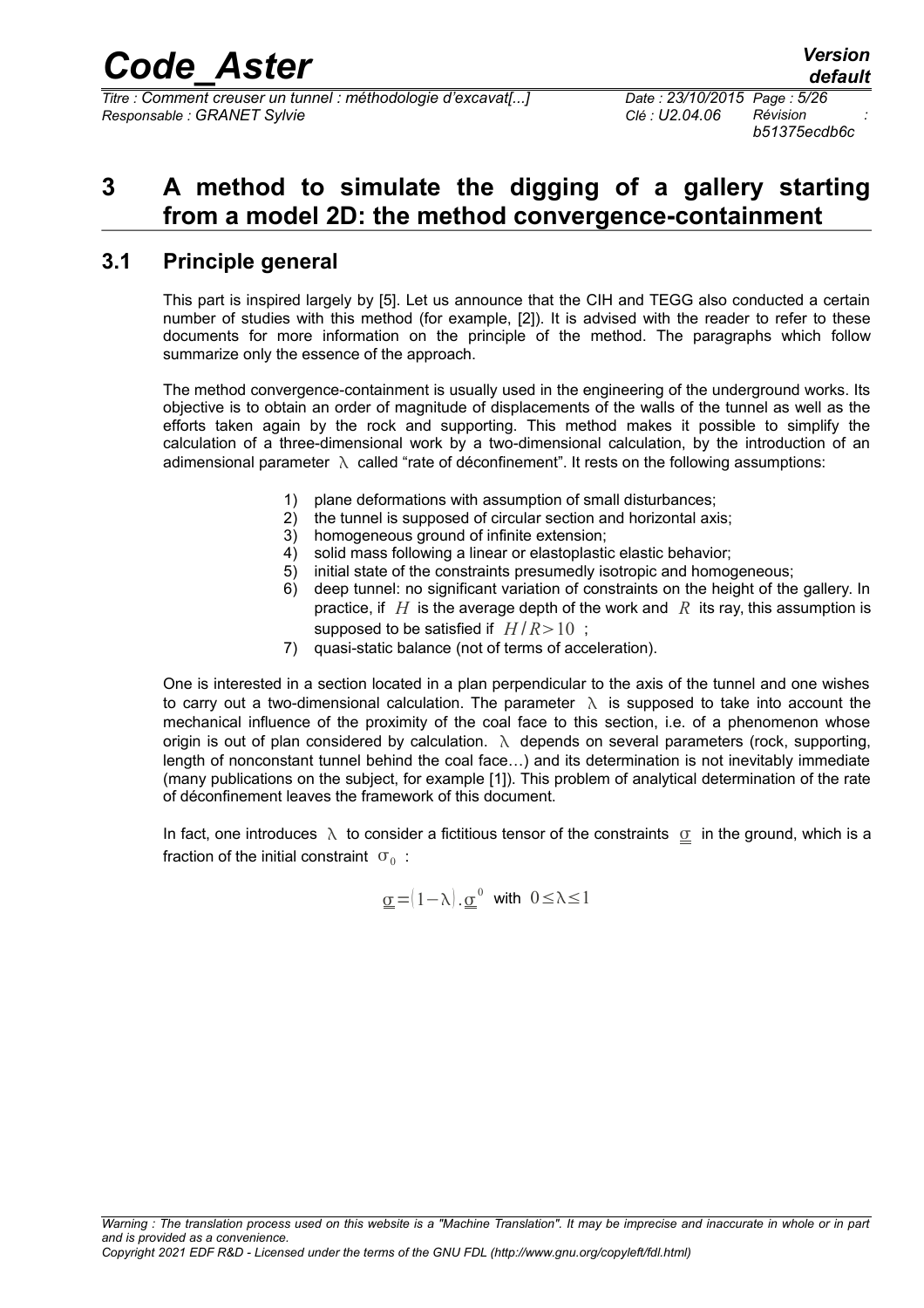# 3 A method to simulate the digging of a gallery starting from a model 2D: the method convergence-containment

## 3.1 Principle general

This part is inspired largely by [5]. Let us announce that the CIH and TEGG also conducted a certain number of studies with this method (for example, [2]). It is advised with the reader to refer to these documents for more information on the principle of the method. The paragraphs which follow summarize only the essence of the approach.

The method convergence-containment is usually used in the engineering of the underground works. Its objective is to obtain an order of magnitude of displacements of the walls of the tunnel as well as the efforts taken again by the rock and supporting. This method makes it possible to simplify the calculation of a three-dimensional work by a two-dimensional calculation, by the introduction of an adimensional parameter $\lambda$ called "rate of déconfinement". It rests on the following assumptions:

1) plane deformations with assumption of small disturbances;
2) the tunnel is supposed of circular section and horizontal axis;
3) homogeneous ground of infinite extension;
4) solid mass following a linear or elastoplastic elastic behavior;
5) initial state of the constraints presumedly isotropic and homogeneous;
6) deep tunnel: no significant variation of constraints on the height of the gallery. In practice, if $H$ is the average depth of the work and $R$ its ray, this assumption is supposed to be satisfied if $H/R>10$ ;
7) quasi-static balance (not of terms of acceleration).

One is interested in a section located in a plan perpendicular to the axis of the tunnel and one wishes to carry out a two-dimensional calculation. The parameter $\lambda$ is supposed to take into account the mechanical influence of the proximity of the coal face to this section, i.e. of a phenomenon whose origin is out of plan considered by calculation. $\lambda$ depends on several parameters (rock, supporting, length of nonconstant tunnel behind the coal face…) and its determination is not inevitably immediate (many publications on the subject, for example [1]). This problem of analytical determination of the rate of déconfinement leaves the framework of this document.

In fact, one introduces $\lambda$ to consider a fictitious tensor of the constraints $\underline{\underline{\sigma}}$ in the ground, which is a fraction of the initial constraint $\sigma_0$ :

$$\underline{\underline{\sigma}}=(1-\lambda).\underline{\underline{\sigma}}^0 \text{ with } 0\leq\lambda\leq 1$$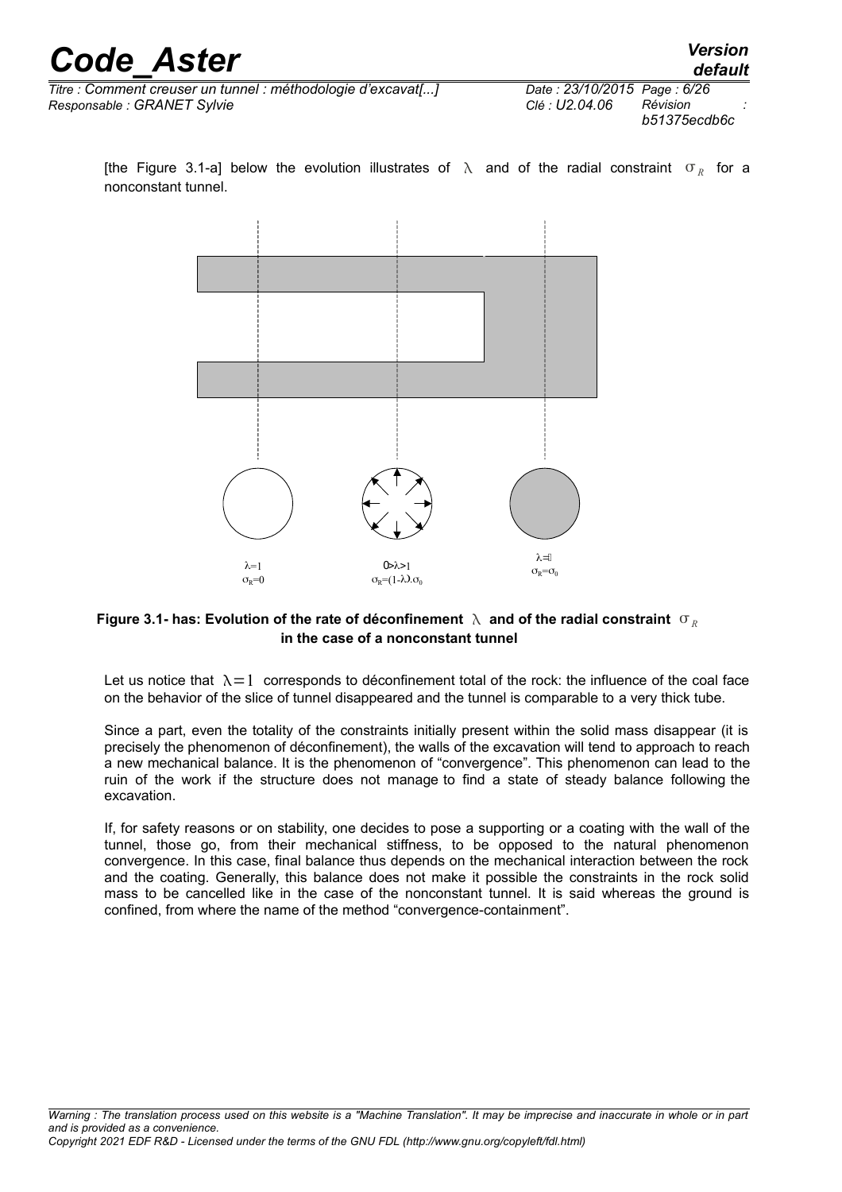[the Figure 3.1-a] below the evolution illustrates of $\lambda$ and of the radial constraint $\sigma_R$ for a nonconstant tunnel.

$\lambda=1$
$\sigma_R=0$

$0>\lambda>1$
$\sigma_R=(1-\lambda).\sigma_0$

$\lambda=0$
$\sigma_R=\sigma_0$

**Figure 3.1- has: Evolution of the rate of déconfinement $\lambda$ and of the radial constraint $\sigma_R$ in the case of a nonconstant tunnel**

Let us notice that $\lambda=1$ corresponds to déconfinement total of the rock: the influence of the coal face on the behavior of the slice of tunnel disappeared and the tunnel is comparable to a very thick tube.

Since a part, even the totality of the constraints initially present within the solid mass disappear (it is precisely the phenomenon of déconfinement), the walls of the excavation will tend to approach to reach a new mechanical balance. It is the phenomenon of "convergence". This phenomenon can lead to the ruin of the work if the structure does not manage to find a state of steady balance following the excavation.

If, for safety reasons or on stability, one decides to pose a supporting or a coating with the wall of the tunnel, those go, from their mechanical stiffness, to be opposed to the natural phenomenon convergence. In this case, final balance thus depends on the mechanical interaction between the rock and the coating. Generally, this balance does not make it possible the constraints in the rock solid mass to be cancelled like in the case of the nonconstant tunnel. It is said whereas the ground is confined, from where the name of the method "convergence-containment".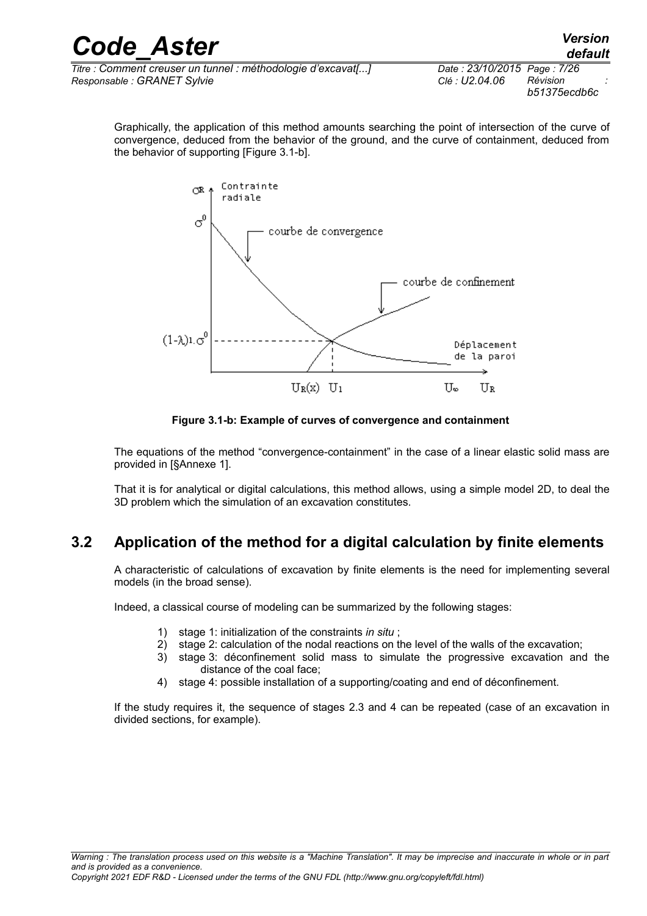Graphically, the application of this method amounts searching the point of intersection of the curve of convergence, deduced from the behavior of the ground, and the curve of containment, deduced from the behavior of supporting [Figure 3.1-b].

**Figure 3.1-b: Example of curves of convergence and containment**

The equations of the method "convergence-containment" in the case of a linear elastic solid mass are provided in [§Annexe 1].

That it is for analytical or digital calculations, this method allows, using a simple model 2D, to deal the 3D problem which the simulation of an excavation constitutes.

## 3.2 Application of the method for a digital calculation by finite elements

A characteristic of calculations of excavation by finite elements is the need for implementing several models (in the broad sense).

Indeed, a classical course of modeling can be summarized by the following stages:

1) stage 1: initialization of the constraints *in situ* ;
2) stage 2: calculation of the nodal reactions on the level of the walls of the excavation;
3) stage 3: déconfinement solid mass to simulate the progressive excavation and the distance of the coal face;
4) stage 4: possible installation of a supporting/coating and end of déconfinement.

If the study requires it, the sequence of stages 2.3 and 4 can be repeated (case of an excavation in divided sections, for example).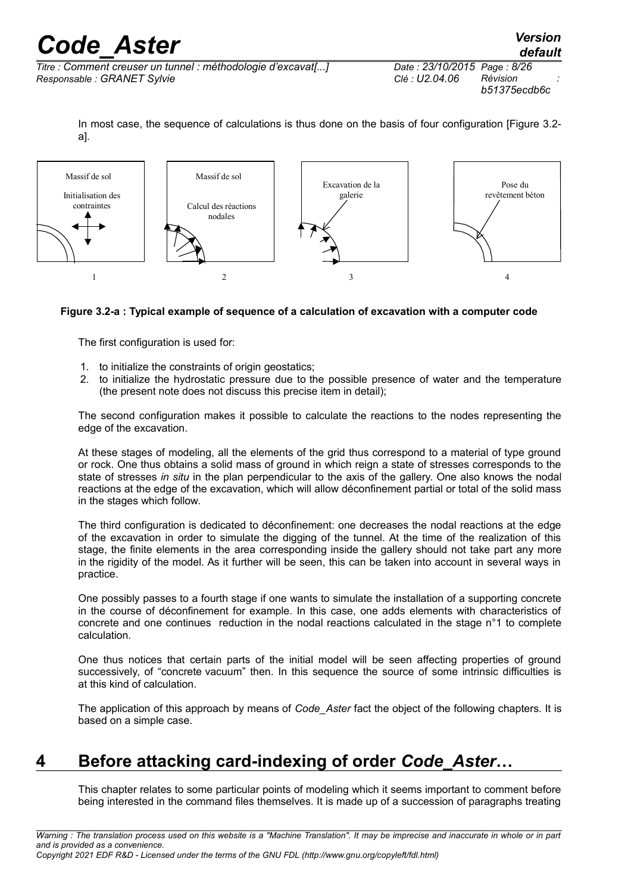In most case, the sequence of calculations is thus done on the basis of four configuration [Figure 3.2-a].

Massif de sol

Initialisation des contraintes

Massif de sol

Calcul des réactions nodales

Excavation de la galerie

Pose du revêtement béton

1 2 3 4

**Figure 3.2-a : Typical example of sequence of a calculation of excavation with a computer code**

The first configuration is used for:

1. to initialize the constraints of origin geostatics;
2. to initialize the hydrostatic pressure due to the possible presence of water and the temperature (the present note does not discuss this precise item in detail);

The second configuration makes it possible to calculate the reactions to the nodes representing the edge of the excavation.

At these stages of modeling, all the elements of the grid thus correspond to a material of type ground or rock. One thus obtains a solid mass of ground in which reign a state of stresses corresponds to the state of stresses *in situ* in the plan perpendicular to the axis of the gallery. One also knows the nodal reactions at the edge of the excavation, which will allow déconfinement partial or total of the solid mass in the stages which follow.

The third configuration is dedicated to déconfinement: one decreases the nodal reactions at the edge of the excavation in order to simulate the digging of the tunnel. At the time of the realization of this stage, the finite elements in the area corresponding inside the gallery should not take part any more in the rigidity of the model. As it further will be seen, this can be taken into account in several ways in practice.

One possibly passes to a fourth stage if one wants to simulate the installation of a supporting concrete in the course of déconfinement for example. In this case, one adds elements with characteristics of concrete and one continues reduction in the nodal reactions calculated in the stage n°1 to complete calculation.

One thus notices that certain parts of the initial model will be seen affecting properties of ground successively, of "concrete vacuum" then. In this sequence the source of some intrinsic difficulties is at this kind of calculation.

The application of this approach by means of *Code_Aster* fact the object of the following chapters. It is based on a simple case.

# 4 Before attacking card-indexing of order *Code_Aster*…

This chapter relates to some particular points of modeling which it seems important to comment before being interested in the command files themselves. It is made up of a succession of paragraphs treating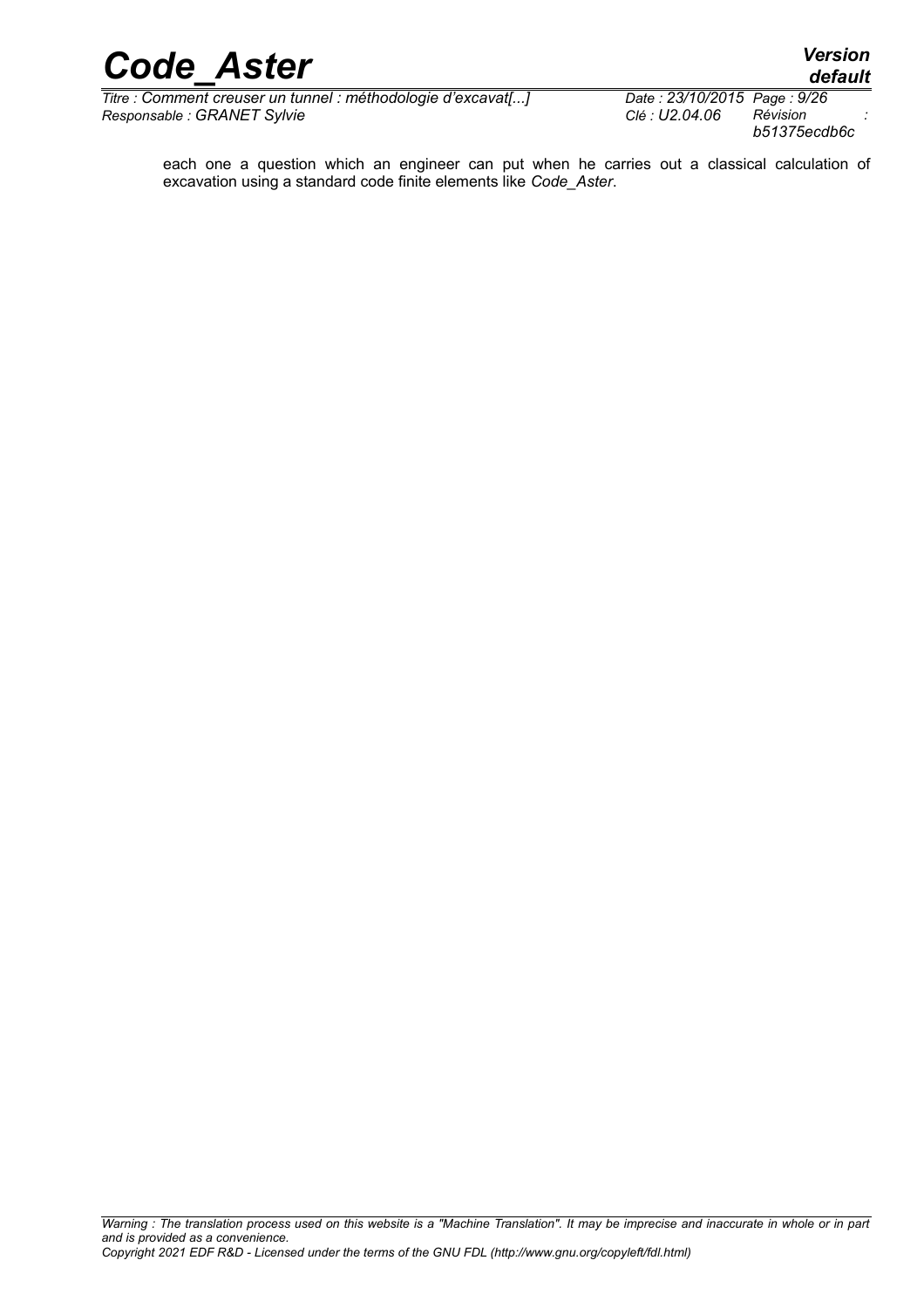each one a question which an engineer can put when he carries out a classical calculation of excavation using a standard code finite elements like *Code_Aster*.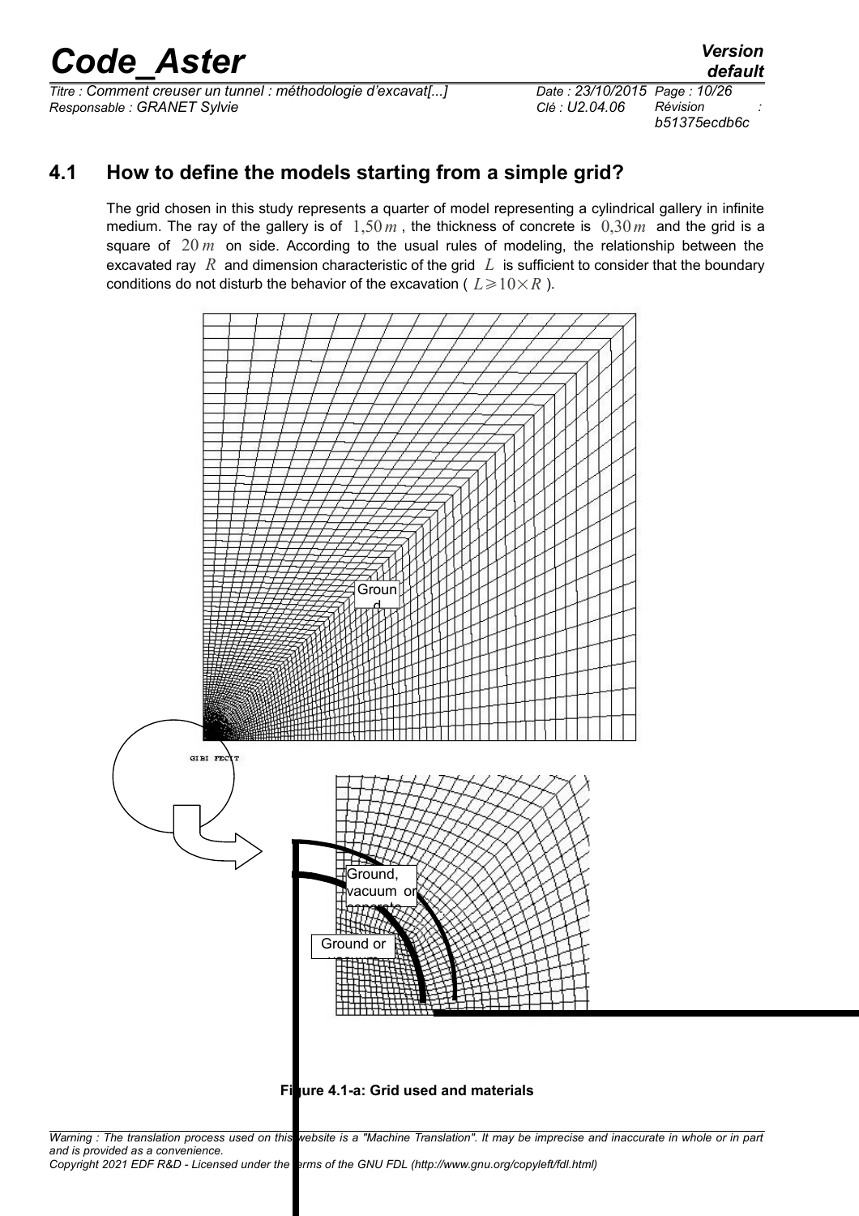## 4.1 How to define the models starting from a simple grid?

The grid chosen in this study represents a quarter of model representing a cylindrical gallery in infinite medium. The ray of the gallery is of $1,50\,m$, the thickness of concrete is $0,30\,m$ and the grid is a square of $20\,m$ on side. According to the usual rules of modeling, the relationship between the excavated ray $R$ and dimension characteristic of the grid $L$ is sufficient to consider that the boundary conditions do not disturb the behavior of the excavation ( $L \geqslant 10 \times R$ ).

**Figure 4.1-a: Grid used and materials**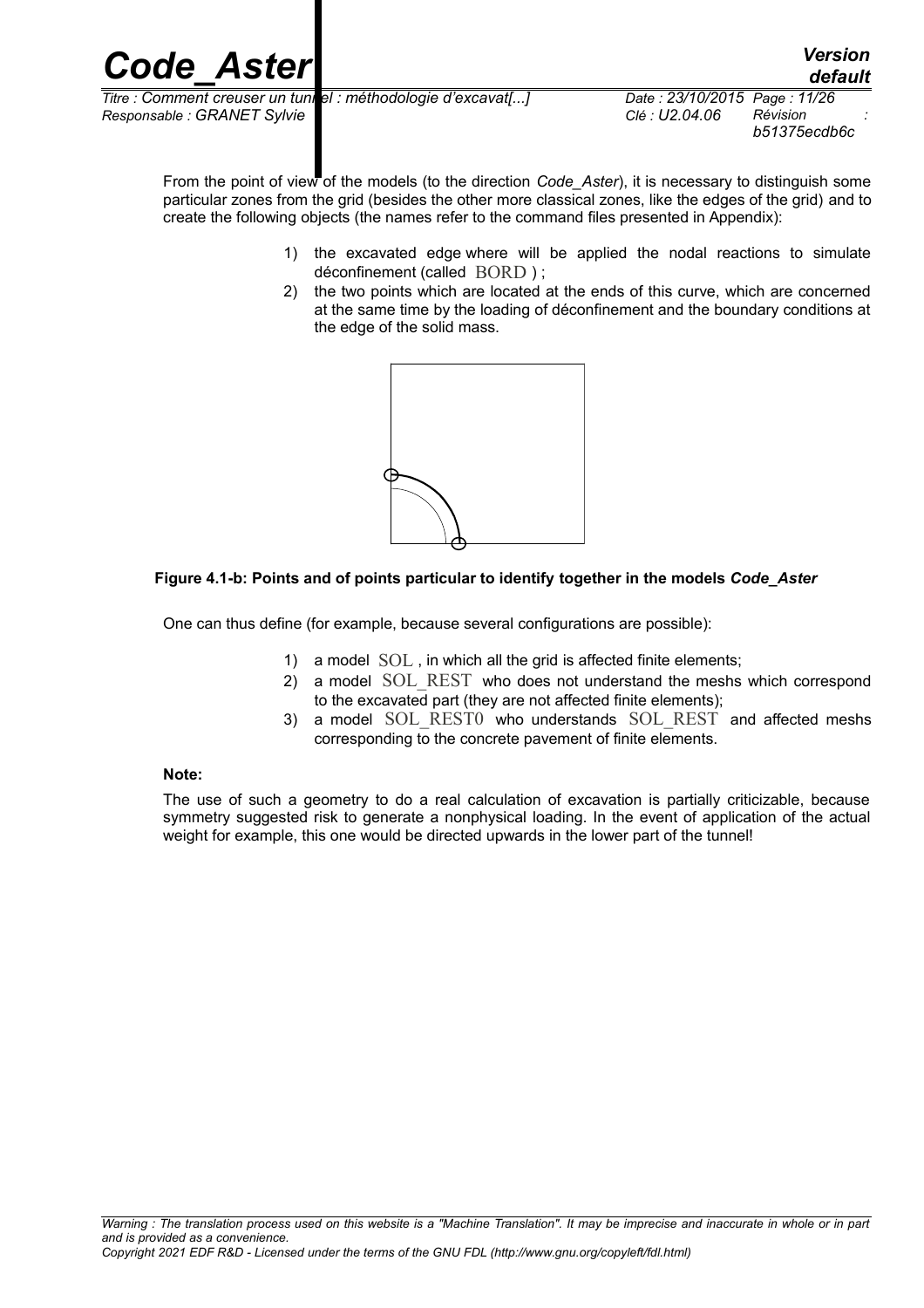From the point of view of the models (to the direction *Code_Aster*), it is necessary to distinguish some particular zones from the grid (besides the other more classical zones, like the edges of the grid) and to create the following objects (the names refer to the command files presented in Appendix):

1) the excavated edge where will be applied the nodal reactions to simulate déconfinement (called BORD ) ;
2) the two points which are located at the ends of this curve, which are concerned at the same time by the loading of déconfinement and the boundary conditions at the edge of the solid mass.

**Figure 4.1-b: Points and of points particular to identify together in the models *Code_Aster***

One can thus define (for example, because several configurations are possible):

1) a model SOL , in which all the grid is affected finite elements;
2) a model SOL_REST who does not understand the meshs which correspond to the excavated part (they are not affected finite elements);
3) a model SOL_REST0 who understands SOL_REST and affected meshs corresponding to the concrete pavement of finite elements.

**Note:**

The use of such a geometry to do a real calculation of excavation is partially criticizable, because symmetry suggested risk to generate a nonphysical loading. In the event of application of the actual weight for example, this one would be directed upwards in the lower part of the tunnel!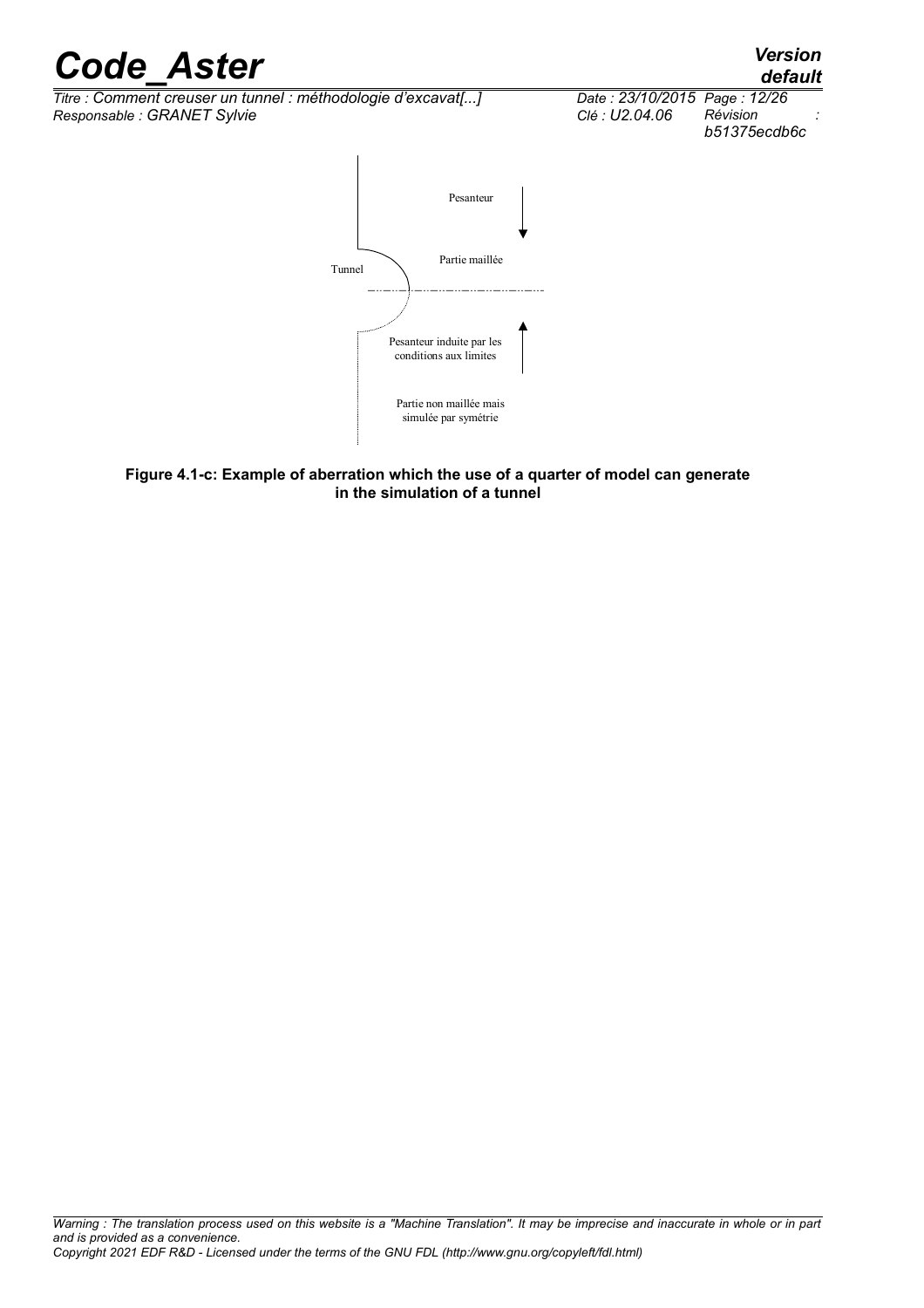Pesanteur

Tunnel

Partie maillée

Pesanteur induite par les conditions aux limites

Partie non maillée mais simulée par symétrie

**Figure 4.1-c: Example of aberration which the use of a quarter of model can generate in the simulation of a tunnel**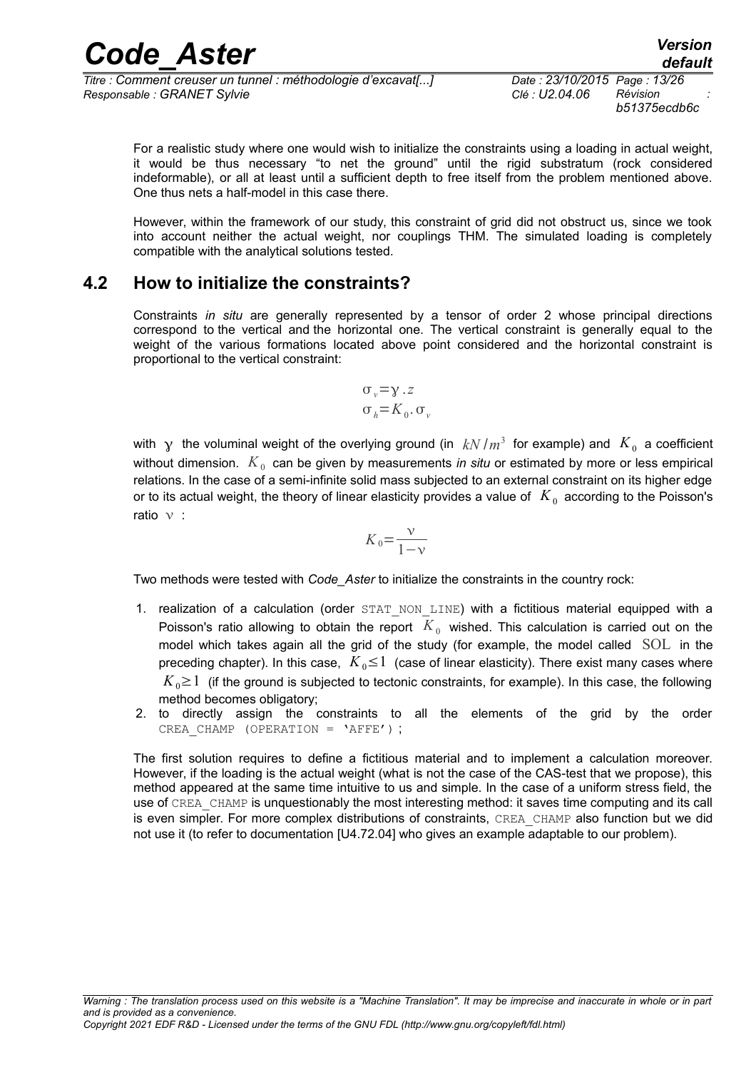For a realistic study where one would wish to initialize the constraints using a loading in actual weight, it would be thus necessary "to net the ground" until the rigid substratum (rock considered indeformable), or all at least until a sufficient depth to free itself from the problem mentioned above. One thus nets a half-model in this case there.

However, within the framework of our study, this constraint of grid did not obstruct us, since we took into account neither the actual weight, nor couplings THM. The simulated loading is completely compatible with the analytical solutions tested.

## 4.2 How to initialize the constraints?

Constraints *in situ* are generally represented by a tensor of order 2 whose principal directions correspond to the vertical and the horizontal one. The vertical constraint is generally equal to the weight of the various formations located above point considered and the horizontal constraint is proportional to the vertical constraint:

$$\sigma_v = \gamma . z$$
$$\sigma_h = K_0 . \sigma_v$$

with $\gamma$ the voluminal weight of the overlying ground (in $kN/m^3$ for example) and $K_0$ a coefficient without dimension. $K_0$ can be given by measurements *in situ* or estimated by more or less empirical relations. In the case of a semi-infinite solid mass subjected to an external constraint on its higher edge or to its actual weight, the theory of linear elasticity provides a value of $K_0$ according to the Poisson's ratio $\nu$ :

$$K_0 = \frac{\nu}{1-\nu}$$

Two methods were tested with *Code_Aster* to initialize the constraints in the country rock:

1. realization of a calculation (order `STAT_NON_LINE`) with a fictitious material equipped with a Poisson's ratio allowing to obtain the report $K_0$ wished. This calculation is carried out on the model which takes again all the grid of the study (for example, the model called SOL in the preceding chapter). In this case, $K_0 \leq 1$ (case of linear elasticity). There exist many cases where $K_0 \geq 1$ (if the ground is subjected to tectonic constraints, for example). In this case, the following method becomes obligatory;
2. to directly assign the constraints to all the elements of the grid by the order `CREA_CHAMP (OPERATION = 'AFFE')` ;

The first solution requires to define a fictitious material and to implement a calculation moreover. However, if the loading is the actual weight (what is not the case of the CAS-test that we propose), this method appeared at the same time intuitive to us and simple. In the case of a uniform stress field, the use of `CREA_CHAMP` is unquestionably the most interesting method: it saves time computing and its call is even simpler. For more complex distributions of constraints, `CREA_CHAMP` also function but we did not use it (to refer to documentation [U4.72.04] who gives an example adaptable to our problem).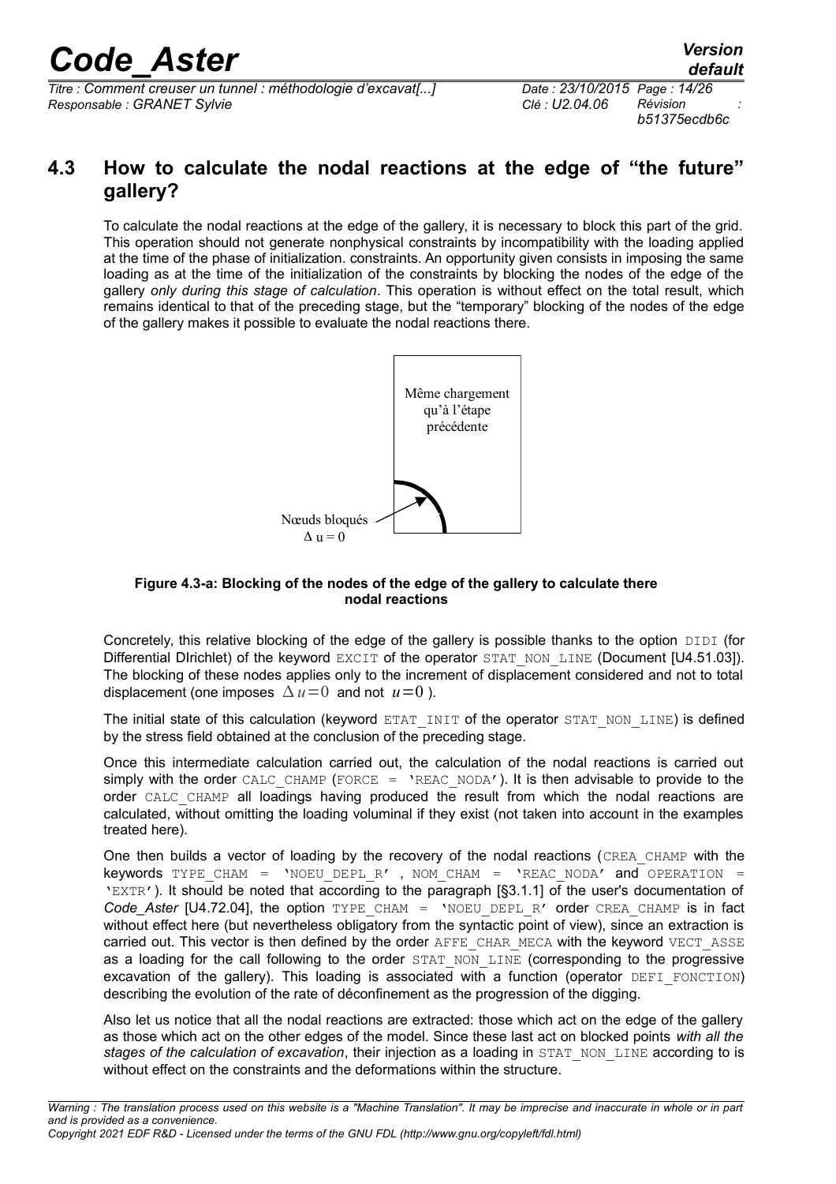## 4.3 How to calculate the nodal reactions at the edge of "the future" gallery?

To calculate the nodal reactions at the edge of the gallery, it is necessary to block this part of the grid. This operation should not generate nonphysical constraints by incompatibility with the loading applied at the time of the phase of initialization. constraints. An opportunity given consists in imposing the same loading as at the time of the initialization of the constraints by blocking the nodes of the edge of the gallery *only during this stage of calculation*. This operation is without effect on the total result, which remains identical to that of the preceding stage, but the "temporary" blocking of the nodes of the edge of the gallery makes it possible to evaluate the nodal reactions there.

Même chargement qu'à l'étape précédente

Nœuds bloqués $\Delta u = 0$

**Figure 4.3-a: Blocking of the nodes of the edge of the gallery to calculate there nodal reactions**

Concretely, this relative blocking of the edge of the gallery is possible thanks to the option DIDI (for Differential DIrichlet) of the keyword EXCIT of the operator STAT_NON_LINE (Document [U4.51.03]). The blocking of these nodes applies only to the increment of displacement considered and not to total displacement (one imposes $\Delta u = 0$ and not $u = 0$ ).

The initial state of this calculation (keyword ETAT_INIT of the operator STAT_NON_LINE) is defined by the stress field obtained at the conclusion of the preceding stage.

Once this intermediate calculation carried out, the calculation of the nodal reactions is carried out simply with the order CALC_CHAMP (FORCE = 'REAC_NODA'). It is then advisable to provide to the order CALC_CHAMP all loadings having produced the result from which the nodal reactions are calculated, without omitting the loading voluminal if they exist (not taken into account in the examples treated here).

One then builds a vector of loading by the recovery of the nodal reactions (CREA_CHAMP with the keywords TYPE_CHAM = 'NOEU_DEPL_R' , NOM_CHAM = 'REAC_NODA' and OPERATION = 'EXTR'). It should be noted that according to the paragraph [§3.1.1] of the user's documentation of *Code_Aster* [U4.72.04], the option TYPE_CHAM = 'NOEU_DEPL_R' order CREA_CHAMP is in fact without effect here (but nevertheless obligatory from the syntactic point of view), since an extraction is carried out. This vector is then defined by the order AFFE_CHAR_MECA with the keyword VECT_ASSE as a loading for the call following to the order STAT_NON_LINE (corresponding to the progressive excavation of the gallery). This loading is associated with a function (operator DEFI_FONCTION) describing the evolution of the rate of déconfinement as the progression of the digging.

Also let us notice that all the nodal reactions are extracted: those which act on the edge of the gallery as those which act on the other edges of the model. Since these last act on blocked points *with all the stages of the calculation of excavation*, their injection as a loading in STAT_NON_LINE according to is without effect on the constraints and the deformations within the structure.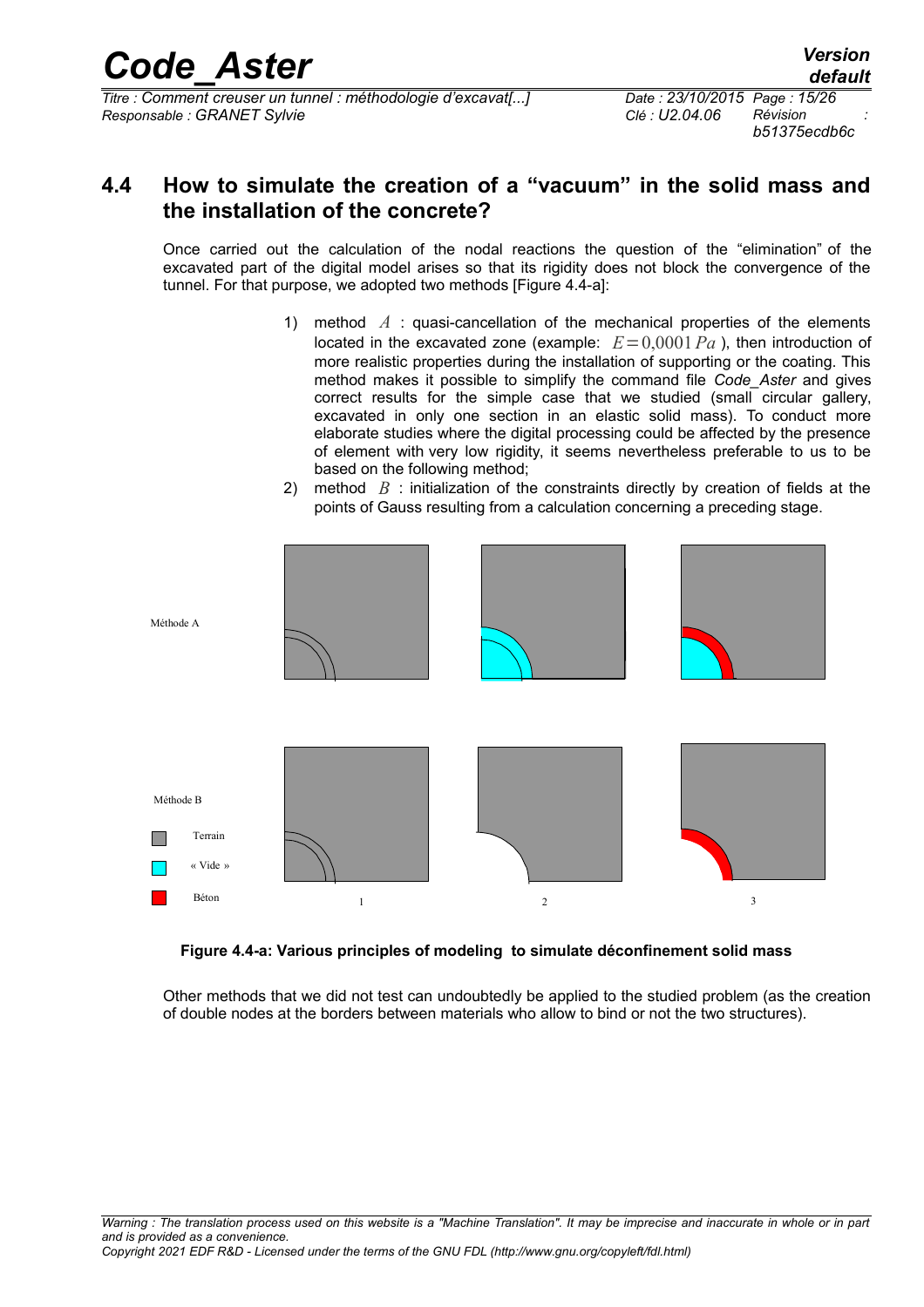## 4.4 How to simulate the creation of a "vacuum" in the solid mass and the installation of the concrete?

Once carried out the calculation of the nodal reactions the question of the "elimination" of the excavated part of the digital model arises so that its rigidity does not block the convergence of the tunnel. For that purpose, we adopted two methods [Figure 4.4-a]:

1) method $A$ : quasi-cancellation of the mechanical properties of the elements located in the excavated zone (example: $E=0{,}0001\,Pa$ ), then introduction of more realistic properties during the installation of supporting or the coating. This method makes it possible to simplify the command file *Code_Aster* and gives correct results for the simple case that we studied (small circular gallery, excavated in only one section in an elastic solid mass). To conduct more elaborate studies where the digital processing could be affected by the presence of element with very low rigidity, it seems nevertheless preferable to us to be based on the following method;
2) method $B$ : initialization of the constraints directly by creation of fields at the points of Gauss resulting from a calculation concerning a preceding stage.

Méthode A

Méthode B

Terrain

« Vide »

Béton

1 2 3

**Figure 4.4-a: Various principles of modeling to simulate déconfinement solid mass**

Other methods that we did not test can undoubtedly be applied to the studied problem (as the creation of double nodes at the borders between materials who allow to bind or not the two structures).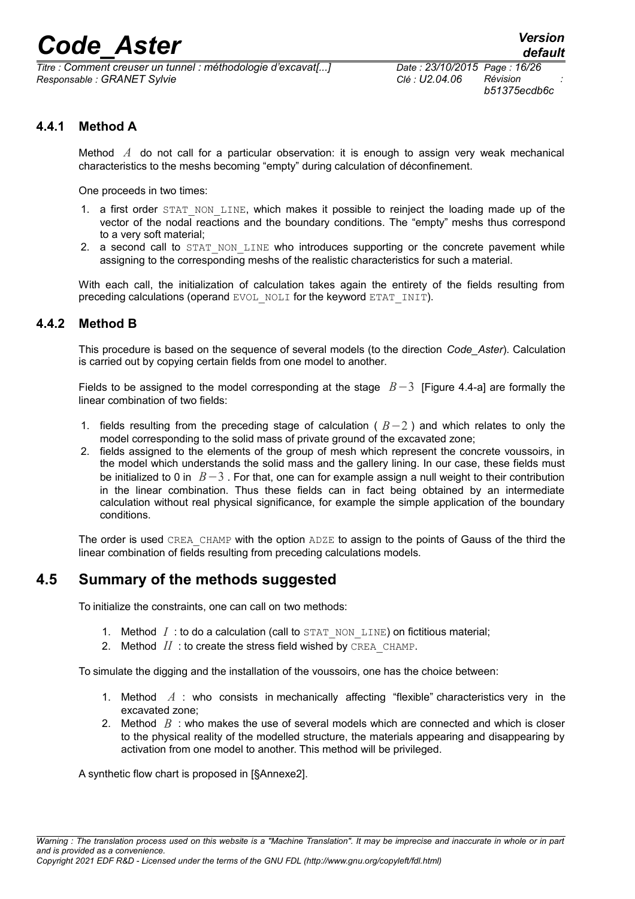### 4.4.1 Method A

Method $A$ do not call for a particular observation: it is enough to assign very weak mechanical characteristics to the meshs becoming "empty" during calculation of déconfinement.

One proceeds in two times:

1. a first order `STAT_NON_LINE`, which makes it possible to reinject the loading made up of the vector of the nodal reactions and the boundary conditions. The "empty" meshs thus correspond to a very soft material;
2. a second call to `STAT_NON_LINE` who introduces supporting or the concrete pavement while assigning to the corresponding meshs of the realistic characteristics for such a material.

With each call, the initialization of calculation takes again the entirety of the fields resulting from preceding calculations (operand `EVOL_NOLI` for the keyword `ETAT_INIT`).

### 4.4.2 Method B

This procedure is based on the sequence of several models (to the direction *Code_Aster*). Calculation is carried out by copying certain fields from one model to another.

Fields to be assigned to the model corresponding at the stage $B-3$ [Figure 4.4-a] are formally the linear combination of two fields:

1. fields resulting from the preceding stage of calculation ( $B-2$ ) and which relates to only the model corresponding to the solid mass of private ground of the excavated zone;
2. fields assigned to the elements of the group of mesh which represent the concrete voussoirs, in the model which understands the solid mass and the gallery lining. In our case, these fields must be initialized to 0 in $B-3$. For that, one can for example assign a null weight to their contribution in the linear combination. Thus these fields can in fact being obtained by an intermediate calculation without real physical significance, for example the simple application of the boundary conditions.

The order is used `CREA_CHAMP` with the option `ADZE` to assign to the points of Gauss of the third the linear combination of fields resulting from preceding calculations models.

## 4.5 Summary of the methods suggested

To initialize the constraints, one can call on two methods:

1. Method $I$ : to do a calculation (call to `STAT_NON_LINE`) on fictitious material;
2. Method $II$ : to create the stress field wished by `CREA_CHAMP`.

To simulate the digging and the installation of the voussoirs, one has the choice between:

1. Method $A$ : who consists in mechanically affecting "flexible" characteristics very in the excavated zone;
2. Method $B$ : who makes the use of several models which are connected and which is closer to the physical reality of the modelled structure, the materials appearing and disappearing by activation from one model to another. This method will be privileged.

A synthetic flow chart is proposed in [§Annexe2].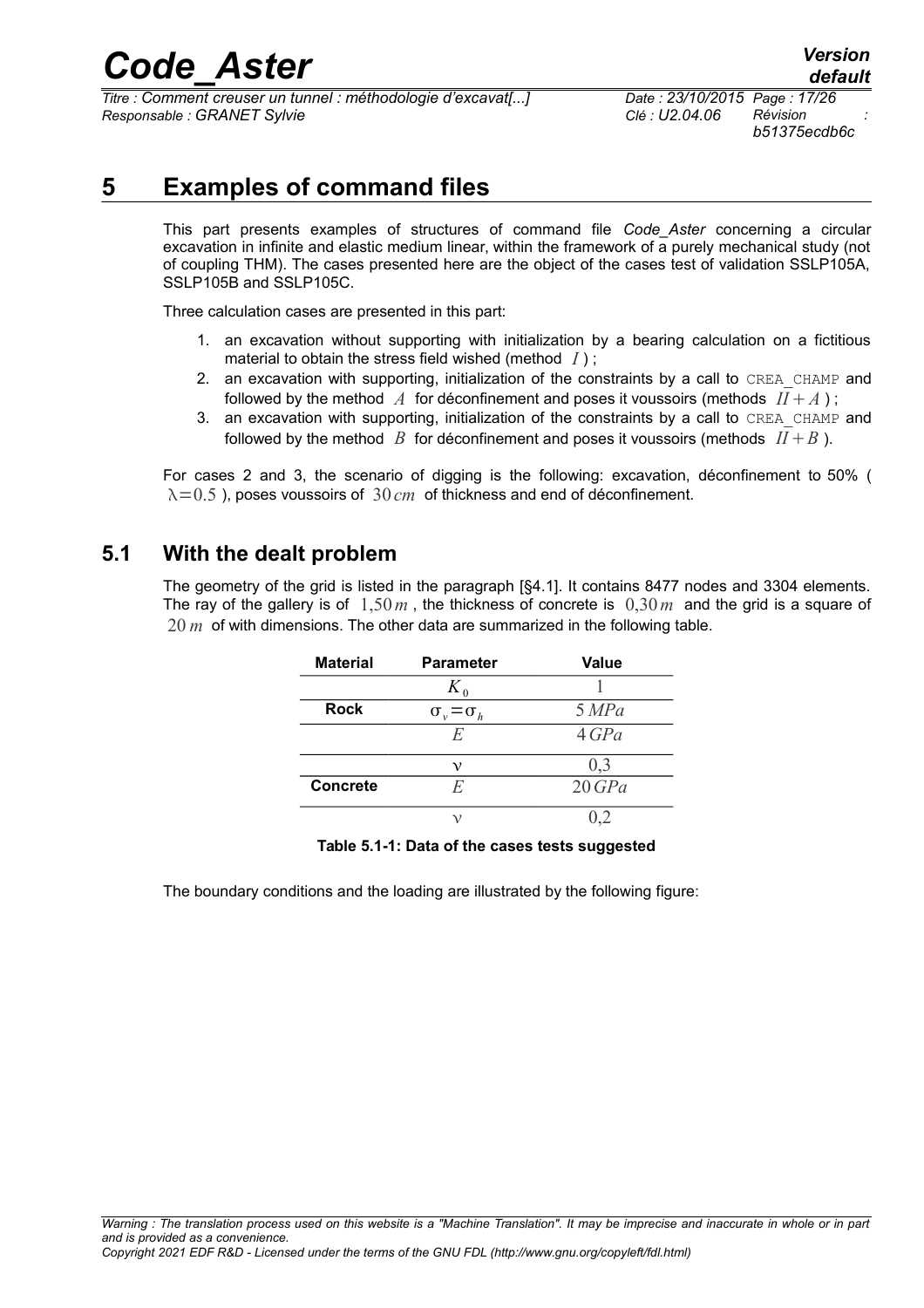# 5 Examples of command files

This part presents examples of structures of command file *Code_Aster* concerning a circular excavation in infinite and elastic medium linear, within the framework of a purely mechanical study (not of coupling THM). The cases presented here are the object of the cases test of validation SSLP105A, SSLP105B and SSLP105C.

Three calculation cases are presented in this part:

1. an excavation without supporting with initialization by a bearing calculation on a fictitious material to obtain the stress field wished (method $I$ );
2. an excavation with supporting, initialization of the constraints by a call to `CREA_CHAMP` and followed by the method $A$ for déconfinement and poses it voussoirs (methods $II+A$ );
3. an excavation with supporting, initialization of the constraints by a call to `CREA_CHAMP` and followed by the method $B$ for déconfinement and poses it voussoirs (methods $II+B$ ).

For cases 2 and 3, the scenario of digging is the following: excavation, déconfinement to 50% ( $\lambda=0.5$ ), poses voussoirs of $30\,cm$ of thickness and end of déconfinement.

## 5.1 With the dealt problem

The geometry of the grid is listed in the paragraph [§4.1]. It contains 8477 nodes and 3304 elements. The ray of the gallery is of $1{,}50\,m$ , the thickness of concrete is $0{,}30\,m$ and the grid is a square of $20\,m$ of with dimensions. The other data are summarized in the following table.

| Material | Parameter | Value |
|---|---|---|
| | $K_0$ | $1$ |
| **Rock** | $\sigma_v=\sigma_h$ | $5\,MPa$ |
| | $E$ | $4\,GPa$ |
| | $\nu$ | $0{,}3$ |
| **Concrete** | $E$ | $20\,GPa$ |
| | $\nu$ | $0{,}2$ |

**Table 5.1-1: Data of the cases tests suggested**

The boundary conditions and the loading are illustrated by the following figure: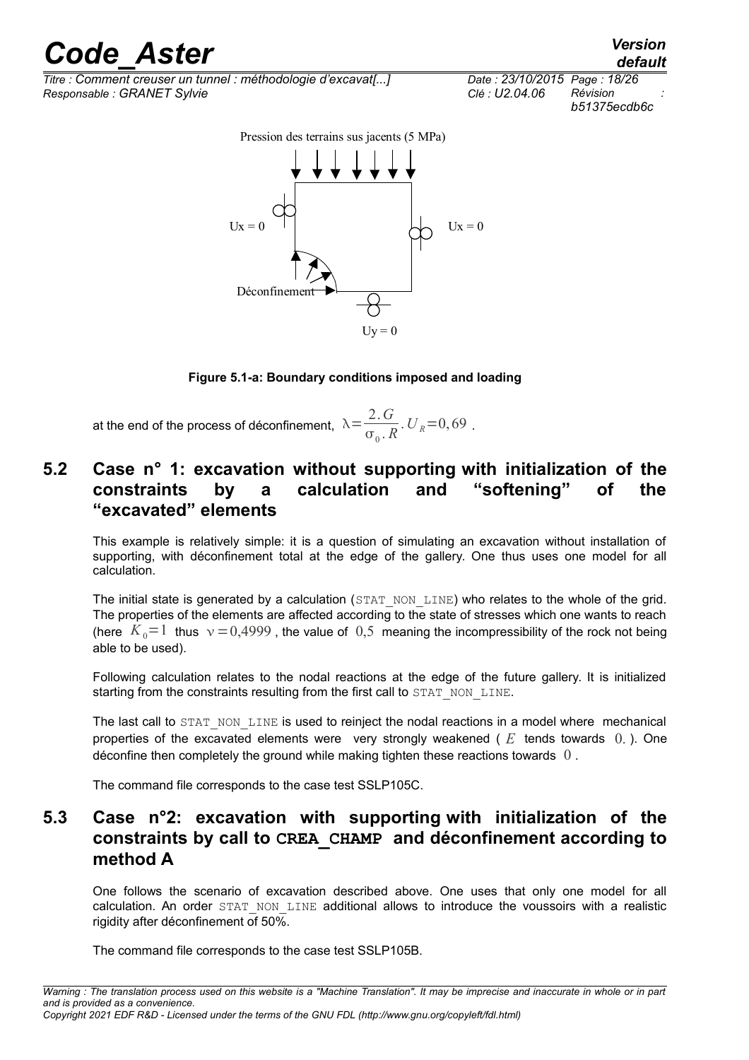Pression des terrains sus jacents (5 MPa)

Ux = 0

Ux = 0

Déconfinement

Uy = 0

**Figure 5.1-a: Boundary conditions imposed and loading**

at the end of the process of déconfinement, $\lambda = \frac{2.G}{\sigma_0.R}.U_R = 0,69$ .

## 5.2 Case n° 1: excavation without supporting with initialization of the constraints by a calculation and "softening" of the "excavated" elements

This example is relatively simple: it is a question of simulating an excavation without installation of supporting, with déconfinement total at the edge of the gallery. One thus uses one model for all calculation.

The initial state is generated by a calculation (STAT_NON_LINE) who relates to the whole of the grid. The properties of the elements are affected according to the state of stresses which one wants to reach (here $K_0 = 1$ thus $\nu = 0{,}4999$ , the value of $0{,}5$ meaning the incompressibility of the rock not being able to be used).

Following calculation relates to the nodal reactions at the edge of the future gallery. It is initialized starting from the constraints resulting from the first call to STAT_NON_LINE.

The last call to STAT_NON_LINE is used to reinject the nodal reactions in a model where mechanical properties of the excavated elements were very strongly weakened ( $E$ tends towards $0.$ ). One déconfine then completely the ground while making tighten these reactions towards $0$ .

The command file corresponds to the case test SSLP105C.

## 5.3 Case n°2: excavation with supporting with initialization of the constraints by call to CREA_CHAMP and déconfinement according to method A

One follows the scenario of excavation described above. One uses that only one model for all calculation. An order STAT_NON_LINE additional allows to introduce the voussoirs with a realistic rigidity after déconfinement of 50%.

The command file corresponds to the case test SSLP105B.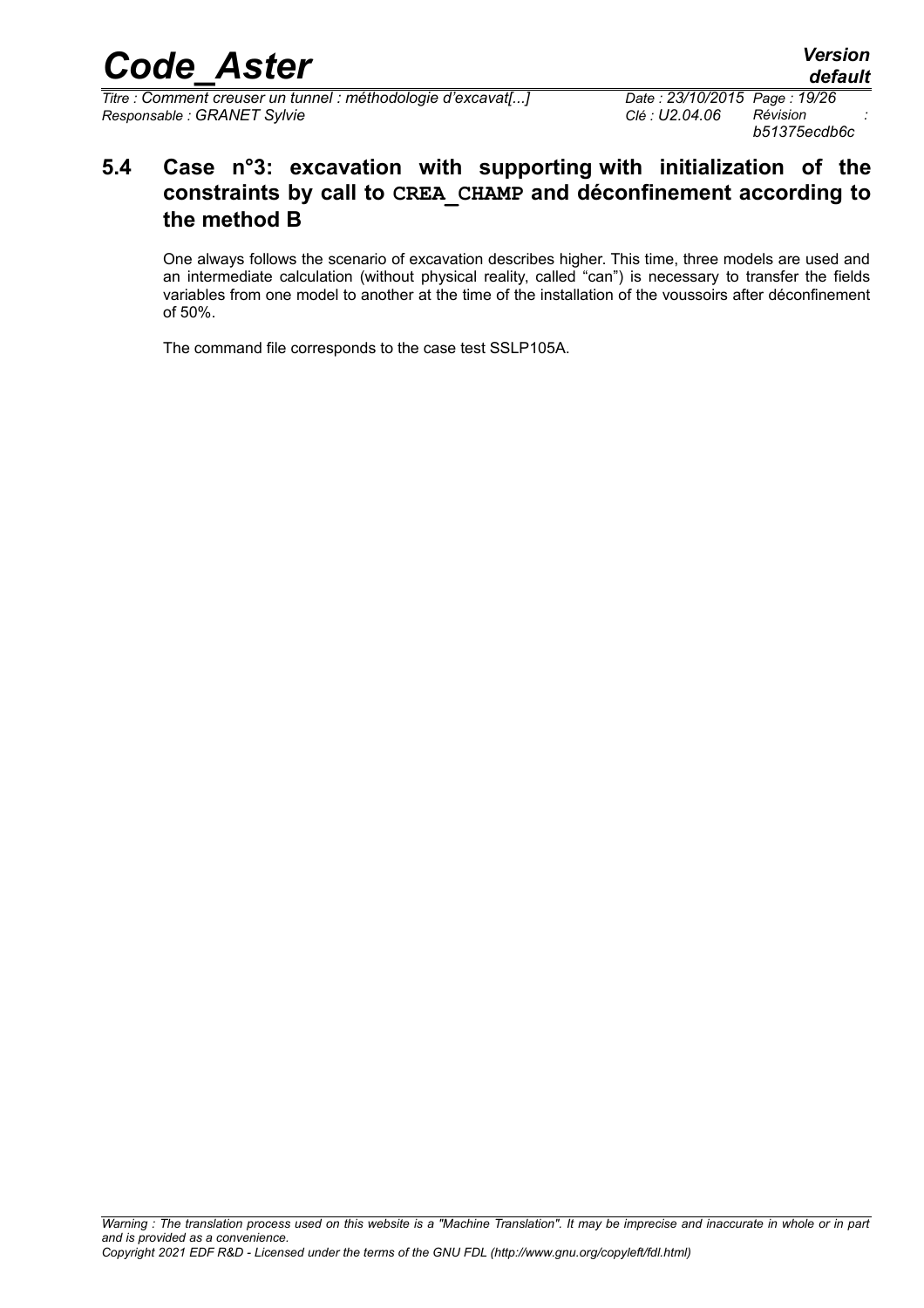## 5.4 Case n°3: excavation with supporting with initialization of the constraints by call to **`CREA_CHAMP`** and déconfinement according to the method B

One always follows the scenario of excavation describes higher. This time, three models are used and an intermediate calculation (without physical reality, called "can") is necessary to transfer the fields variables from one model to another at the time of the installation of the voussoirs after déconfinement of 50%.

The command file corresponds to the case test SSLP105A.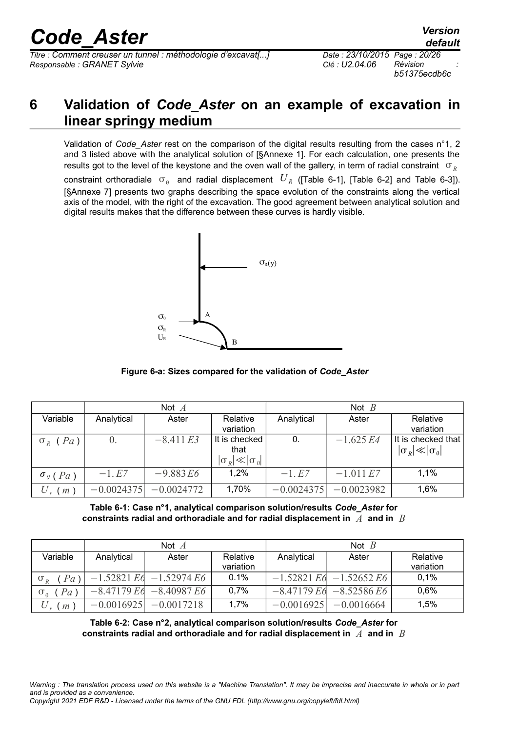# 6 Validation of *Code_Aster* on an example of excavation in linear springy medium

Validation of *Code_Aster* rest on the comparison of the digital results resulting from the cases n°1, 2 and 3 listed above with the analytical solution of [§Annexe 1]. For each calculation, one presents the results got to the level of the keystone and the oven wall of the gallery, in term of radial constraint $\sigma_R$ constraint orthoradiale $\sigma_\theta$ and radial displacement $U_R$ ([Table 6-1], [Table 6-2] and Table 6-3]). [§Annexe 7] presents two graphs describing the space evolution of the constraints along the vertical axis of the model, with the right of the excavation. The good agreement between analytical solution and digital results makes that the difference between these curves is hardly visible.

**Figure 6-a: Sizes compared for the validation of *Code_Aster***

| | Not $A$ | | | Not $B$ | | |
|---|---|---|---|---|---|---|
| Variable | Analytical | Aster | Relative variation | Analytical | Aster | Relative variation |
| $\sigma_R$ ( $Pa$ ) | $0.$ | $-8.411\,E3$ | It is checked that $\lvert\sigma_R\rvert \ll \lvert\sigma_\theta\rvert$ | 0. | $-1.625\,E4$ | It is checked that $\lvert\sigma_R\rvert \ll \lvert\sigma_\theta\rvert$ |
| $\sigma_\theta$ ( $Pa$ ) | $-1.\,E7$ | $-9.883\,E6$ | 1,2% | $-1.\,E7$ | $-1.011\,E7$ | 1,1% |
| $U_r$ ( $m$ ) | $-0.0024375$ | $-0.0024772$ | 1,70% | $-0.0024375$ | $-0.0023982$ | 1,6% |

**Table 6-1: Case n°1, analytical comparison solution/results *Code_Aster* for constraints radial and orthoradiale and for radial displacement in $A$ and in $B$**

| | Not $A$ | | | Not $B$ | | |
|---|---|---|---|---|---|---|
| Variable | Analytical | Aster | Relative variation | Analytical | Aster | Relative variation |
| $\sigma_R$ ( $Pa$ ) | $-1.52821\,E6$ | $-1.52974\,E6$ | 0.1% | $-1.52821\,E6$ | $-1.52652\,E6$ | 0,1% |
| $\sigma_\theta$ ( $Pa$ ) | $-8.47179\,E6$ | $-8.40987\,E6$ | 0,7% | $-8.47179\,E6$ | $-8.52586\,E6$ | 0,6% |
| $U_r$ ( $m$ ) | $-0.0016925$ | $-0.0017218$ | 1,7% | $-0.0016925$ | $-0.0016664$ | 1,5% |

**Table 6-2: Case n°2, analytical comparison solution/results *Code_Aster* for constraints radial and orthoradiale and for radial displacement in $A$ and in $B$**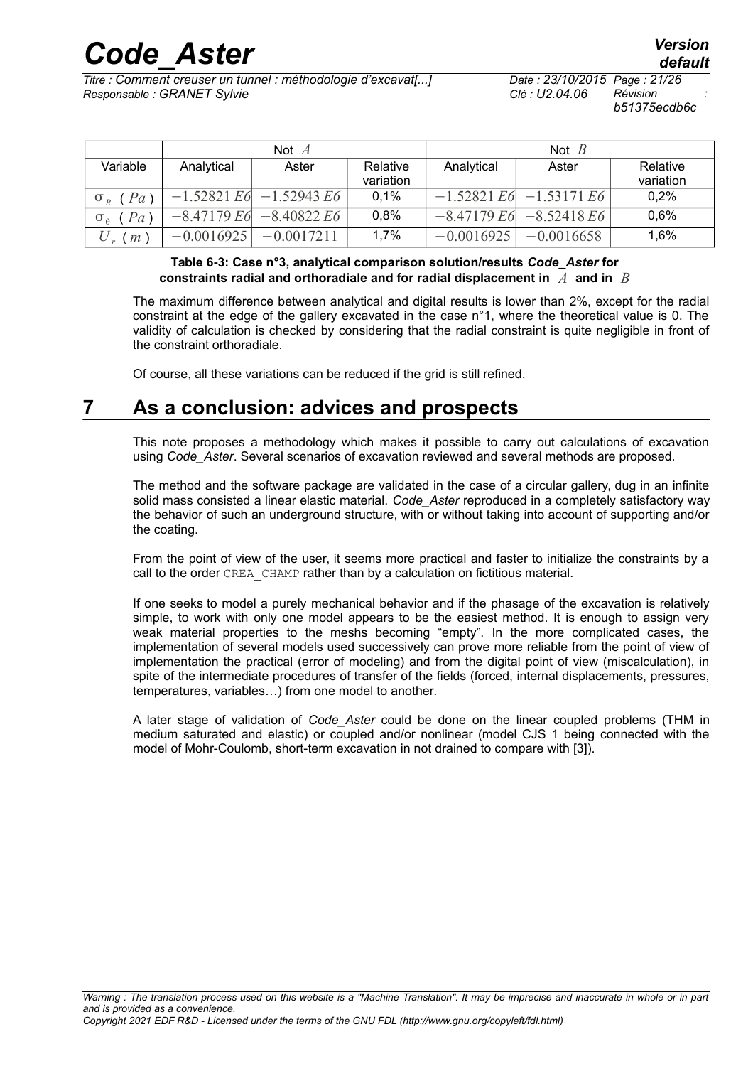| Variable | Not $A$ | | | Not $B$ | | |
|---|---|---|---|---|---|---|
| | Analytical | Aster | Relative variation | Analytical | Aster | Relative variation |
| $\sigma_R$ ( $Pa$ ) | $-1.52821\,E6$ | $-1.52943\,E6$ | 0,1% | $-1.52821\,E6$ | $-1.53171\,E6$ | 0,2% |
| $\sigma_\theta$ ( $Pa$ ) | $-8.47179\,E6$ | $-8.40822\,E6$ | 0,8% | $-8.47179\,E6$ | $-8.52418\,E6$ | 0,6% |
| $U_r$ ( $m$ ) | $-0.0016925$ | $-0.0017211$ | 1,7% | $-0.0016925$ | $-0.0016658$ | 1,6% |

**Table 6-3: Case n°3, analytical comparison solution/results *Code_Aster* for constraints radial and orthoradiale and for radial displacement in $A$ and in $B$**

The maximum difference between analytical and digital results is lower than 2%, except for the radial constraint at the edge of the gallery excavated in the case n°1, where the theoretical value is 0. The validity of calculation is checked by considering that the radial constraint is quite negligible in front of the constraint orthoradiale.

Of course, all these variations can be reduced if the grid is still refined.

# 7 As a conclusion: advices and prospects

This note proposes a methodology which makes it possible to carry out calculations of excavation using *Code_Aster*. Several scenarios of excavation reviewed and several methods are proposed.

The method and the software package are validated in the case of a circular gallery, dug in an infinite solid mass consisted a linear elastic material. *Code_Aster* reproduced in a completely satisfactory way the behavior of such an underground structure, with or without taking into account of supporting and/or the coating.

From the point of view of the user, it seems more practical and faster to initialize the constraints by a call to the order CREA_CHAMP rather than by a calculation on fictitious material.

If one seeks to model a purely mechanical behavior and if the phasage of the excavation is relatively simple, to work with only one model appears to be the easiest method. It is enough to assign very weak material properties to the meshs becoming "empty". In the more complicated cases, the implementation of several models used successively can prove more reliable from the point of view of implementation the practical (error of modeling) and from the digital point of view (miscalculation), in spite of the intermediate procedures of transfer of the fields (forced, internal displacements, pressures, temperatures, variables…) from one model to another.

A later stage of validation of *Code_Aster* could be done on the linear coupled problems (THM in medium saturated and elastic) or coupled and/or nonlinear (model CJS 1 being connected with the model of Mohr-Coulomb, short-term excavation in not drained to compare with [3]).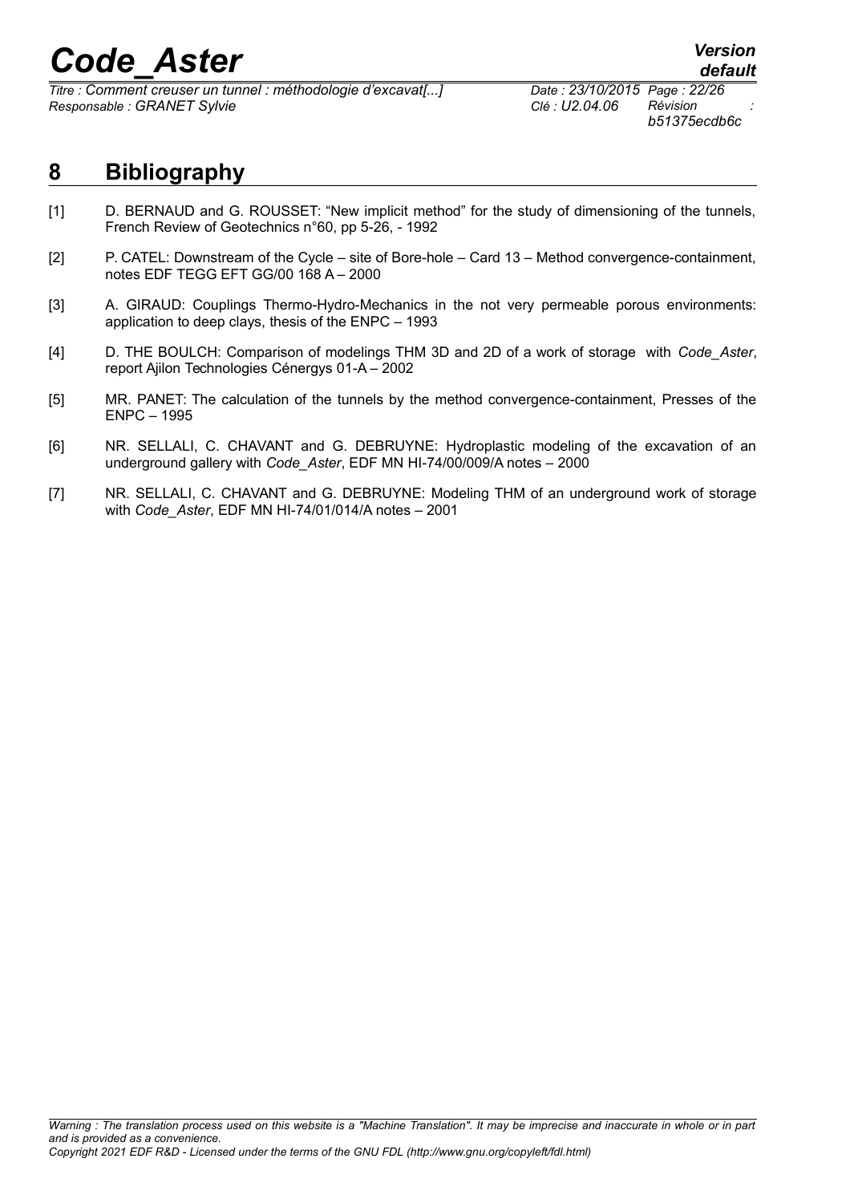# 8 Bibliography

[1] D. BERNAUD and G. ROUSSET: "New implicit method" for the study of dimensioning of the tunnels, French Review of Geotechnics n°60, pp 5-26, - 1992

[2] P. CATEL: Downstream of the Cycle – site of Bore-hole – Card 13 – Method convergence-containment, notes EDF TEGG EFT GG/00 168 A – 2000

[3] A. GIRAUD: Couplings Thermo-Hydro-Mechanics in the not very permeable porous environments: application to deep clays, thesis of the ENPC – 1993

[4] D. THE BOULCH: Comparison of modelings THM 3D and 2D of a work of storage with *Code_Aster*, report Ajilon Technologies Cénergys 01-A – 2002

[5] MR. PANET: The calculation of the tunnels by the method convergence-containment, Presses of the ENPC – 1995

[6] NR. SELLALI, C. CHAVANT and G. DEBRUYNE: Hydroplastic modeling of the excavation of an underground gallery with *Code_Aster*, EDF MN HI-74/00/009/A notes – 2000

[7] NR. SELLALI, C. CHAVANT and G. DEBRUYNE: Modeling THM of an underground work of storage with *Code_Aster*, EDF MN HI-74/01/014/A notes – 2001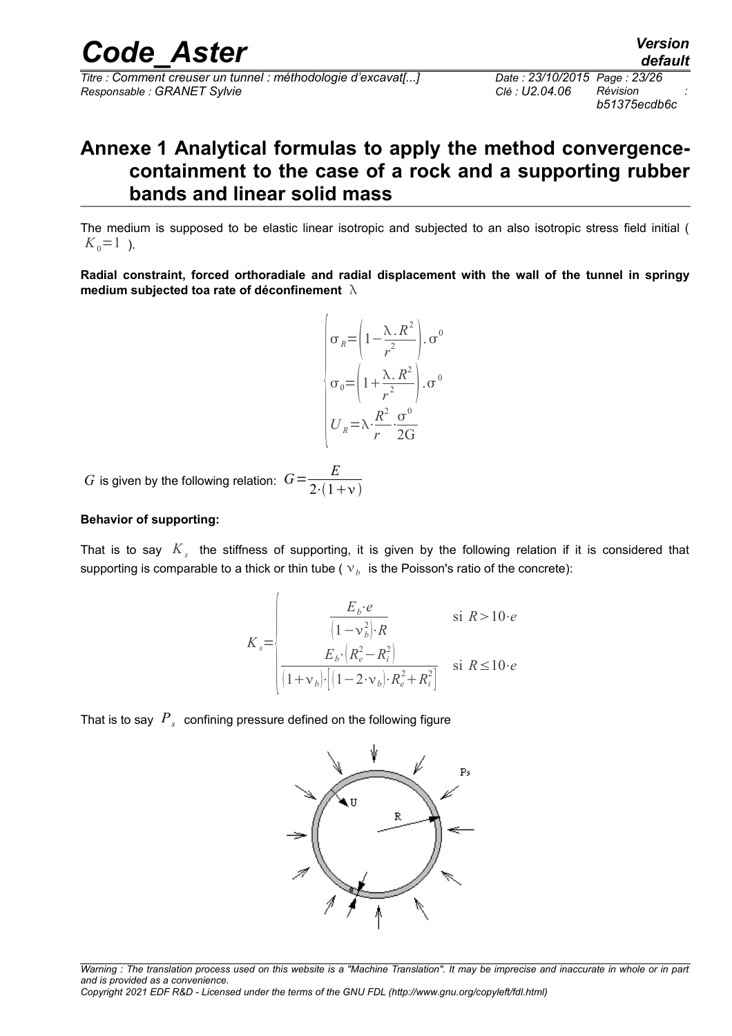# Annexe 1 Analytical formulas to apply the method convergence-containment to the case of a rock and a supporting rubber bands and linear solid mass

The medium is supposed to be elastic linear isotropic and subjected to an also isotropic stress field initial ( $K_0=1$ ).

**Radial constraint, forced orthoradiale and radial displacement with the wall of the tunnel in springy medium subjected toa rate of déconfinement** $\lambda$

$$
\begin{cases}
\sigma_R=\left(1-\dfrac{\lambda . R^2}{r^2}\right).\sigma^0 \\
\sigma_\theta=\left(1+\dfrac{\lambda . R^2}{r^2}\right).\sigma^0 \\
U_R=\lambda \cdot \dfrac{R^2}{r} \cdot \dfrac{\sigma^0}{2G}
\end{cases}
$$

$G$ is given by the following relation: $G=\dfrac{E}{2\cdot(1+\nu)}$

**Behavior of supporting:**

That is to say $K_s$ the stiffness of supporting, it is given by the following relation if it is considered that supporting is comparable to a thick or thin tube ( $\nu_b$ is the Poisson's ratio of the concrete):

$$
K_s=\begin{cases}
\dfrac{E_b\cdot e}{\left(1-\nu_b^2\right)\cdot R} & \text{si } R>10\cdot e \\
\dfrac{E_b\cdot\left(R_e^2-R_i^2\right)}{\left(1+\nu_b\right)\cdot\left[\left(1-2\cdot\nu_b\right)\cdot R_e^2+R_i^2\right]} & \text{si } R\leq 10\cdot e
\end{cases}
$$

That is to say $P_s$ confining pressure defined on the following figure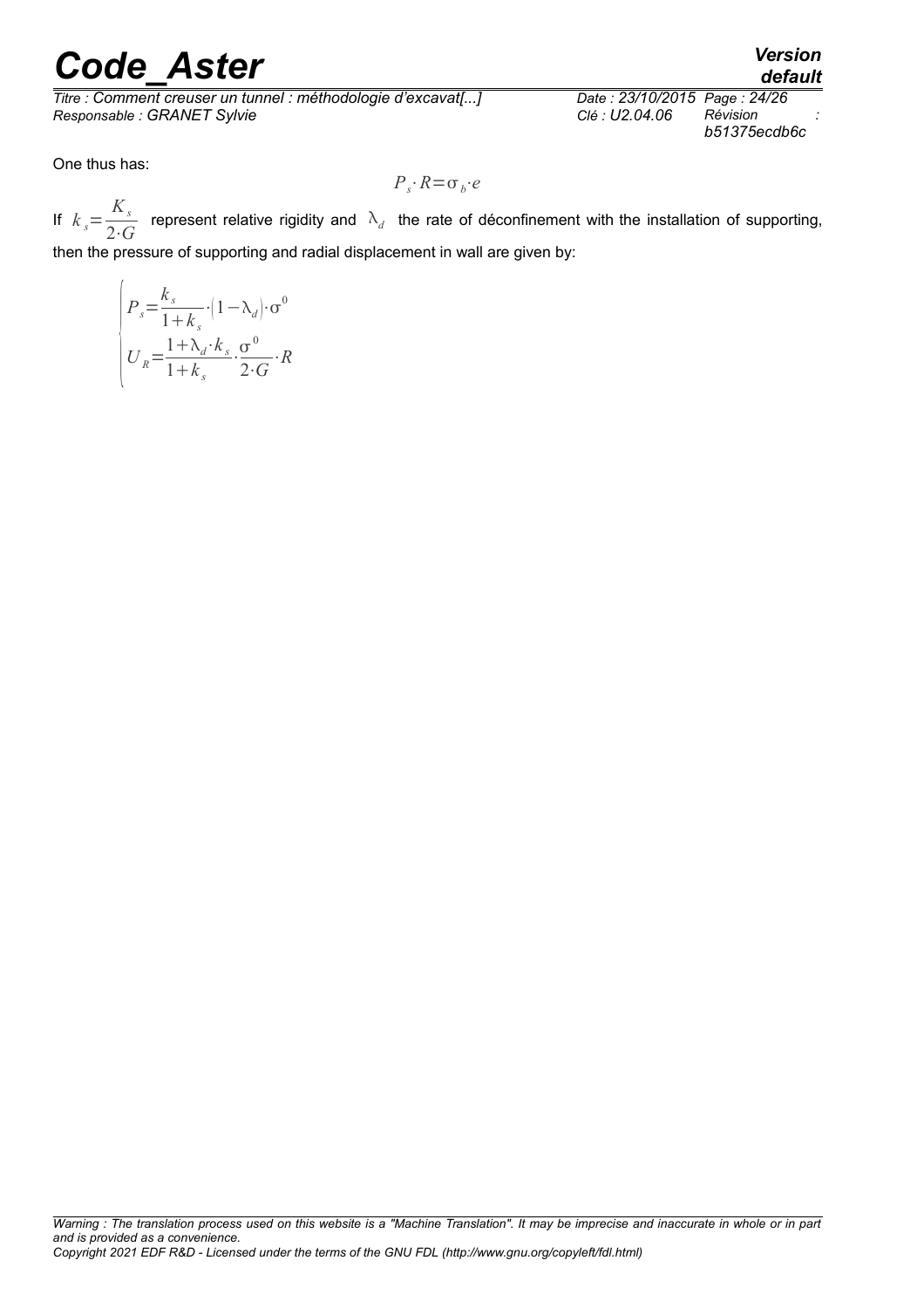One thus has:

$$P_s \cdot R = \sigma_b \cdot e$$

If $k_s = \dfrac{K_s}{2 \cdot G}$ represent relative rigidity and $\lambda_d$ the rate of déconfinement with the installation of supporting, then the pressure of supporting and radial displacement in wall are given by:

$$\begin{cases} P_s = \dfrac{k_s}{1+k_s} \cdot (1-\lambda_d) \cdot \sigma^0 \\ U_R = \dfrac{1+\lambda_d \cdot k_s}{1+k_s} \cdot \dfrac{\sigma^0}{2 \cdot G} \cdot R \end{cases}$$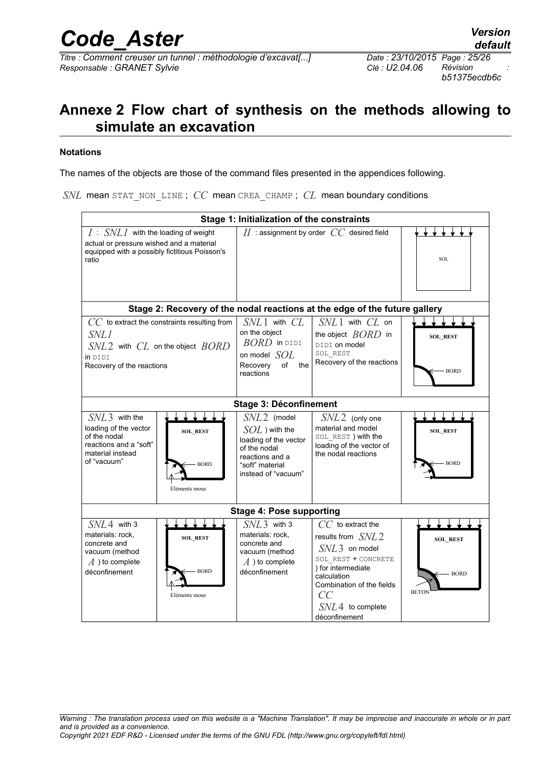## Annexe 2 Flow chart of synthesis on the methods allowing to simulate an excavation

**Notations**

The names of the objects are those of the command files presented in the appendices following.

$SNL$ mean STAT_NON_LINE ; $CC$ mean CREA_CHAMP ; $CL$ mean boundary conditions

| **Stage 1: Initialization of the constraints** | | | | |
|---|---|---|---|---|
| $I$ : $SNL1$ with the loading of weight actual or pressure wished and a material equipped with a possibly fictitious Poisson's ratio | | $II$ : assignment by order $CC$ desired field | | SOL |
| **Stage 2: Recovery of the nodal reactions at the edge of the future gallery** | | | | |
| $CC$ to extract the constraints resulting from $SNL1$ <br> $SNL2$ with $CL$ on the object $BORD$ in DIDI <br> Recovery of the reactions | | $SNL1$ with $CL$ on the object $BORD$ in DIDI on model $SOL$ <br> Recovery of the reactions | $SNL1$ with $CL$ on the object $BORD$ in DIDI on model SOL_REST <br> Recovery of the reactions | SOL_REST, BORD |
| **Stage 3: Déconfinement** | | | | |
| $SNL3$ with the loading of the vector of the nodal reactions and a "soft" material instead of "vacuum" | SOL_REST, BORD, Eléments mous | $SNL2$ (model $SOL$ ) with the loading of the vector of the nodal reactions and a "soft" material instead of "vacuum" | $SNL2$ (only one material and model SOL_REST ) with the loading of the vector of the nodal reactions | SOL_REST, BORD |
| **Stage 4: Pose supporting** | | | | |
| $SNL4$ with 3 materials: rock, concrete and vacuum (method $A$ ) to complete déconfinement | SOL_REST, BORD, Eléments mous | $SNL3$ with 3 materials: rock, concrete and vacuum (method $A$ ) to complete déconfinement | $CC$ to extract the results from $SNL2$ <br> $SNL3$ on model SOL_REST + CONCRETE ) for intermediate calculation <br> Combination of the fields $CC$ <br> $SNL4$ to complete déconfinement | SOL_REST, BORD, BETON |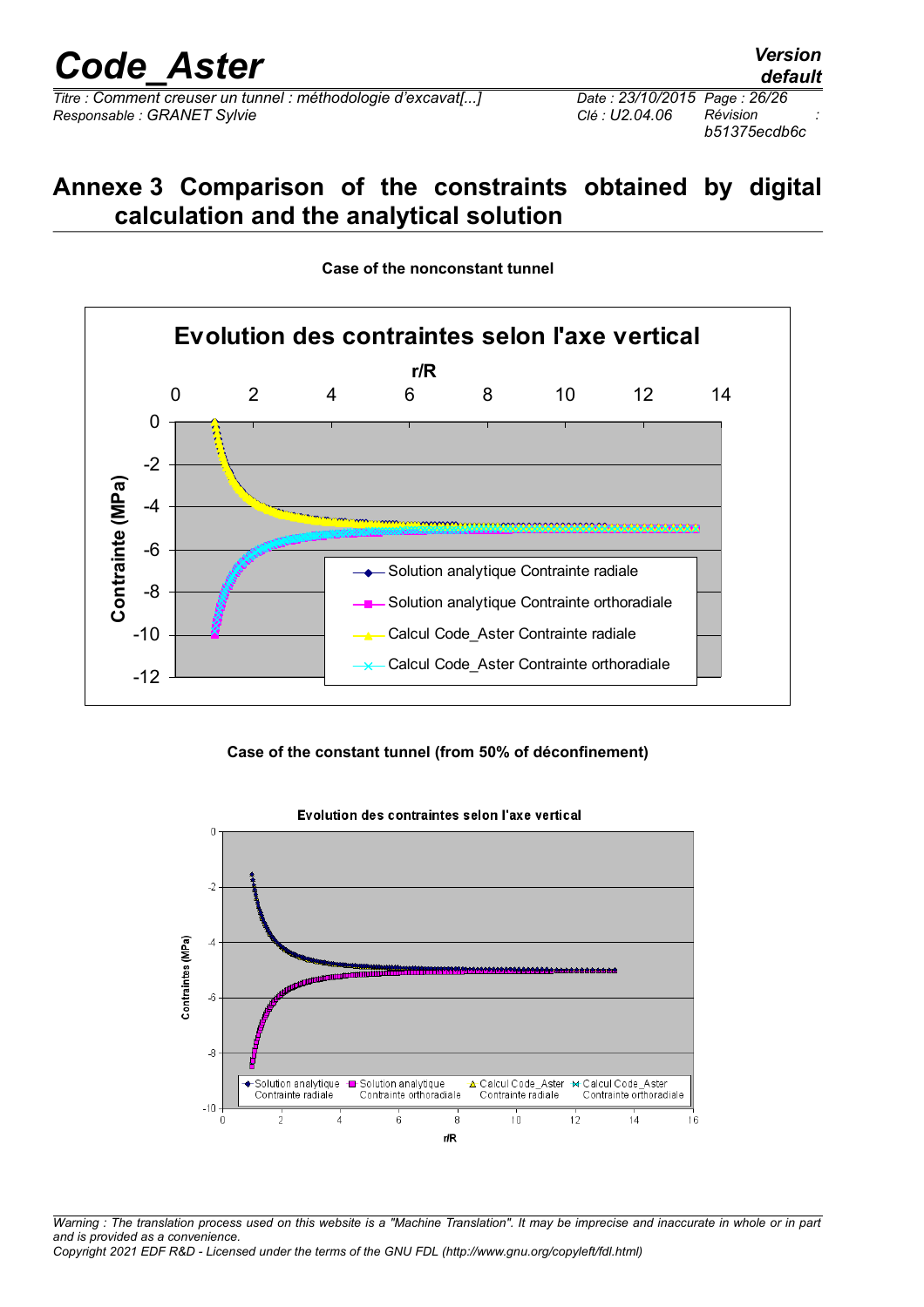# Annexe 3 Comparison of the constraints obtained by digital calculation and the analytical solution

**Case of the nonconstant tunnel**

Evolution des contraintes selon l'axe vertical

r/R

0 2 4 6 8 10 12 14

0 -2 -4 -6 -8 -10 -12

Contrainte (MPa)

Solution analytique Contrainte radiale
Solution analytique Contrainte orthoradiale
Calcul Code_Aster Contrainte radiale
Calcul Code_Aster Contrainte orthoradiale

**Case of the constant tunnel (from 50% of déconfinement)**

Evolution des contraintes selon l'axe vertical

0 -2 -4 -6 -8 -10

Contraintes (MPa)

Solution analytique Contrainte radiale
Solution analytique Contrainte orthoradiale
Calcul Code_Aster Contrainte radiale
Calcul Code_Aster Contrainte orthoradiale

0 2 4 6 8 10 12 14 16

r/R